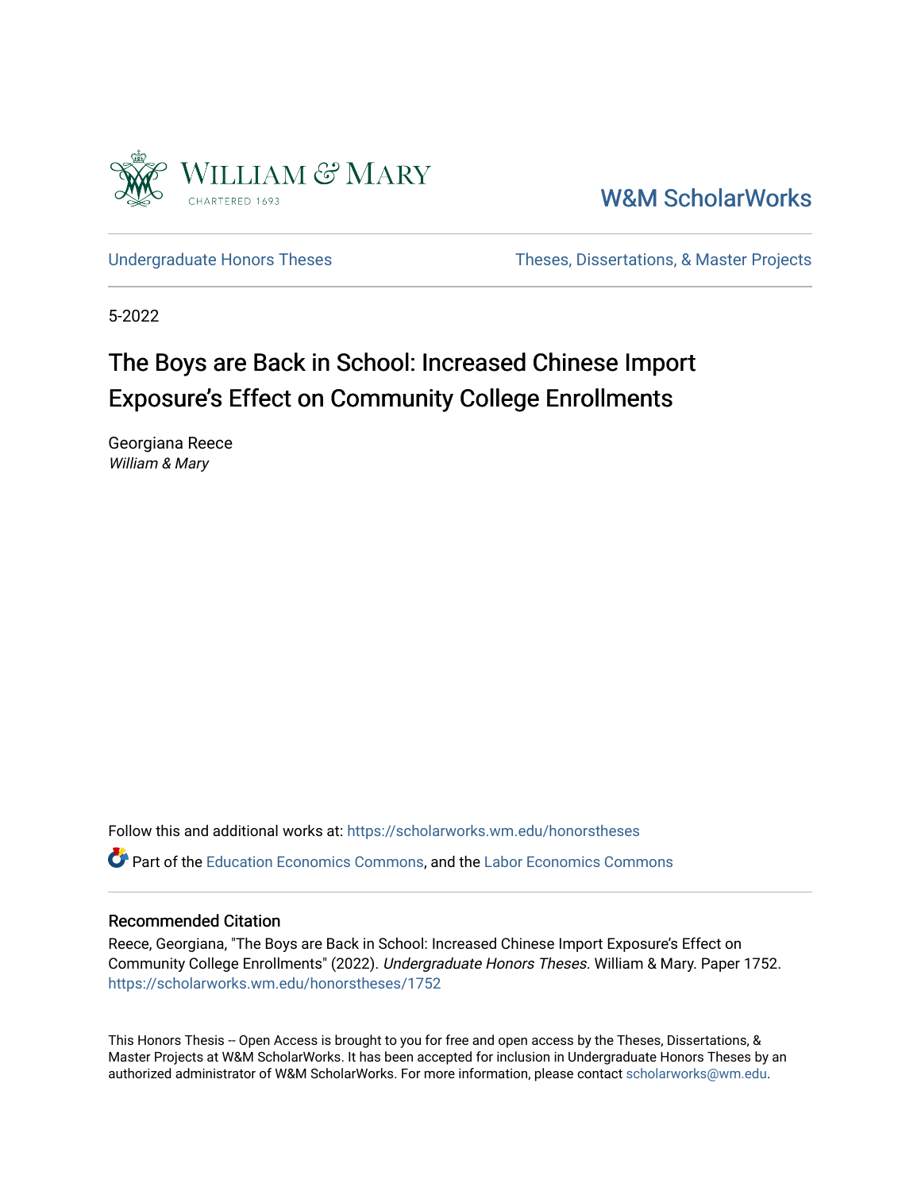William & Mary

CHARTERED 1693

W&M ScholarWorks

Undergraduate Honors Theses

Theses, Dissertations, & Master Projects

5-2022

# The Boys are Back in School: Increased Chinese Import Exposure's Effect on Community College Enrollments

Georgiana Reece
*William & Mary*

Follow this and additional works at: https://scholarworks.wm.edu/honorstheses

Part of the Education Economics Commons, and the Labor Economics Commons

## Recommended Citation

Reece, Georgiana, "The Boys are Back in School: Increased Chinese Import Exposure's Effect on Community College Enrollments" (2022). *Undergraduate Honors Theses.* William & Mary. Paper 1752.
https://scholarworks.wm.edu/honorstheses/1752

This Honors Thesis -- Open Access is brought to you for free and open access by the Theses, Dissertations, & Master Projects at W&M ScholarWorks. It has been accepted for inclusion in Undergraduate Honors Theses by an authorized administrator of W&M ScholarWorks. For more information, please contact scholarworks@wm.edu.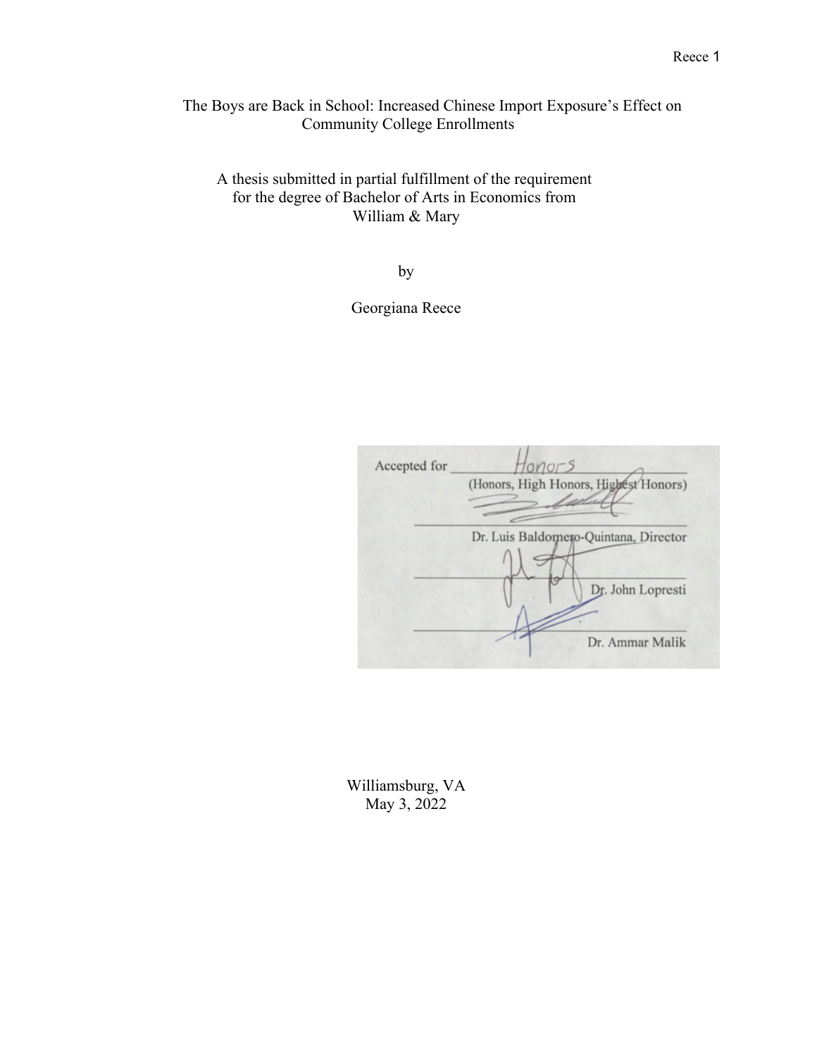# The Boys are Back in School: Increased Chinese Import Exposure's Effect on Community College Enrollments

A thesis submitted in partial fulfillment of the requirement for the degree of Bachelor of Arts in Economics from William & Mary

by

Georgiana Reece

Accepted for Honors
(Honors, High Honors, Highest Honors)

Dr. Luis Baldomero-Quintana, Director

Dr. John Lopresti

Dr. Ammar Malik

Williamsburg, VA
May 3, 2022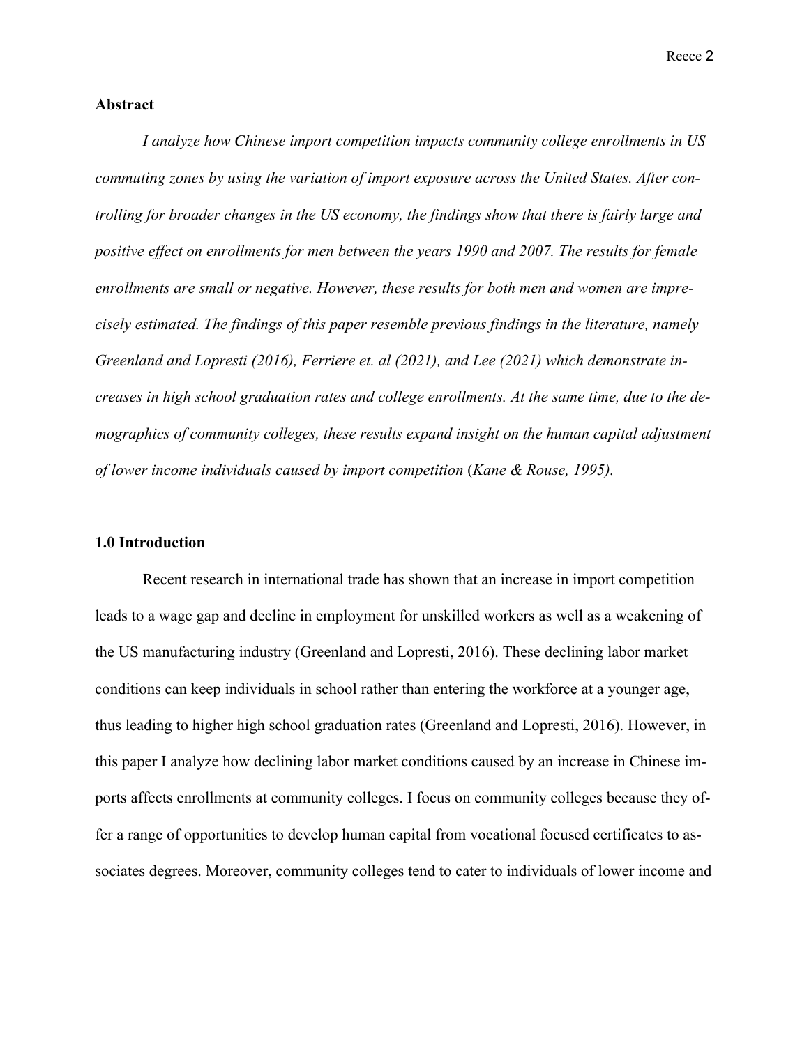## Abstract

*I analyze how Chinese import competition impacts community college enrollments in US commuting zones by using the variation of import exposure across the United States. After controlling for broader changes in the US economy, the findings show that there is fairly large and positive effect on enrollments for men between the years 1990 and 2007. The results for female enrollments are small or negative. However, these results for both men and women are imprecisely estimated. The findings of this paper resemble previous findings in the literature, namely Greenland and Lopresti (2016), Ferriere et. al (2021), and Lee (2021) which demonstrate increases in high school graduation rates and college enrollments. At the same time, due to the demographics of community colleges, these results expand insight on the human capital adjustment of lower income individuals caused by import competition* (*Kane & Rouse, 1995).*

## 1.0 Introduction

Recent research in international trade has shown that an increase in import competition leads to a wage gap and decline in employment for unskilled workers as well as a weakening of the US manufacturing industry (Greenland and Lopresti, 2016). These declining labor market conditions can keep individuals in school rather than entering the workforce at a younger age, thus leading to higher high school graduation rates (Greenland and Lopresti, 2016). However, in this paper I analyze how declining labor market conditions caused by an increase in Chinese imports affects enrollments at community colleges. I focus on community colleges because they offer a range of opportunities to develop human capital from vocational focused certificates to associates degrees. Moreover, community colleges tend to cater to individuals of lower income and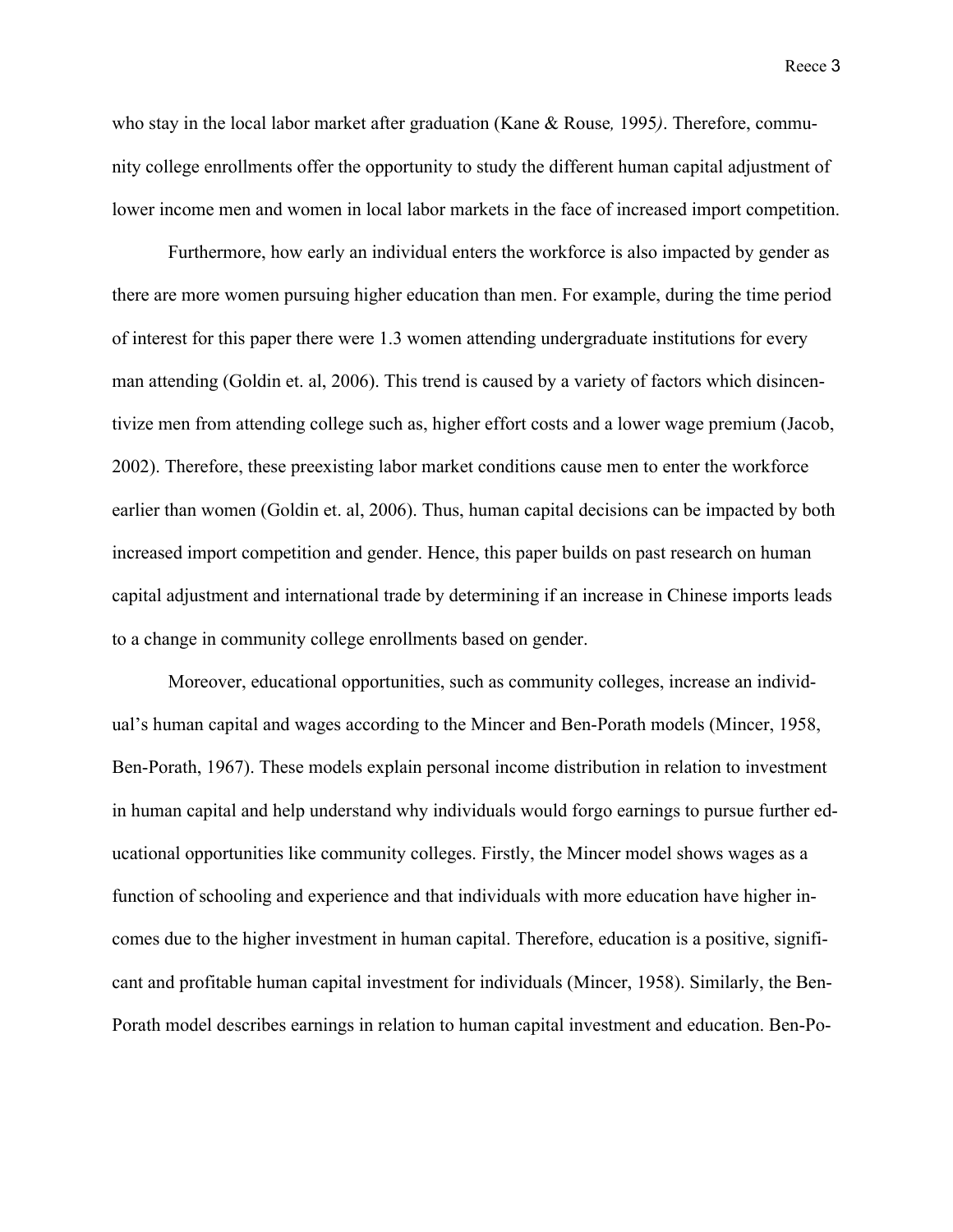who stay in the local labor market after graduation (Kane & Rouse*, 1995)*. Therefore, community college enrollments offer the opportunity to study the different human capital adjustment of lower income men and women in local labor markets in the face of increased import competition.

Furthermore, how early an individual enters the workforce is also impacted by gender as there are more women pursuing higher education than men. For example, during the time period of interest for this paper there were 1.3 women attending undergraduate institutions for every man attending (Goldin et. al, 2006). This trend is caused by a variety of factors which disincentivize men from attending college such as, higher effort costs and a lower wage premium (Jacob, 2002). Therefore, these preexisting labor market conditions cause men to enter the workforce earlier than women (Goldin et. al, 2006). Thus, human capital decisions can be impacted by both increased import competition and gender. Hence, this paper builds on past research on human capital adjustment and international trade by determining if an increase in Chinese imports leads to a change in community college enrollments based on gender.

Moreover, educational opportunities, such as community colleges, increase an individual's human capital and wages according to the Mincer and Ben-Porath models (Mincer, 1958, Ben-Porath, 1967). These models explain personal income distribution in relation to investment in human capital and help understand why individuals would forgo earnings to pursue further educational opportunities like community colleges. Firstly, the Mincer model shows wages as a function of schooling and experience and that individuals with more education have higher incomes due to the higher investment in human capital. Therefore, education is a positive, significant and profitable human capital investment for individuals (Mincer, 1958). Similarly, the Ben-Porath model describes earnings in relation to human capital investment and education. Ben-Po-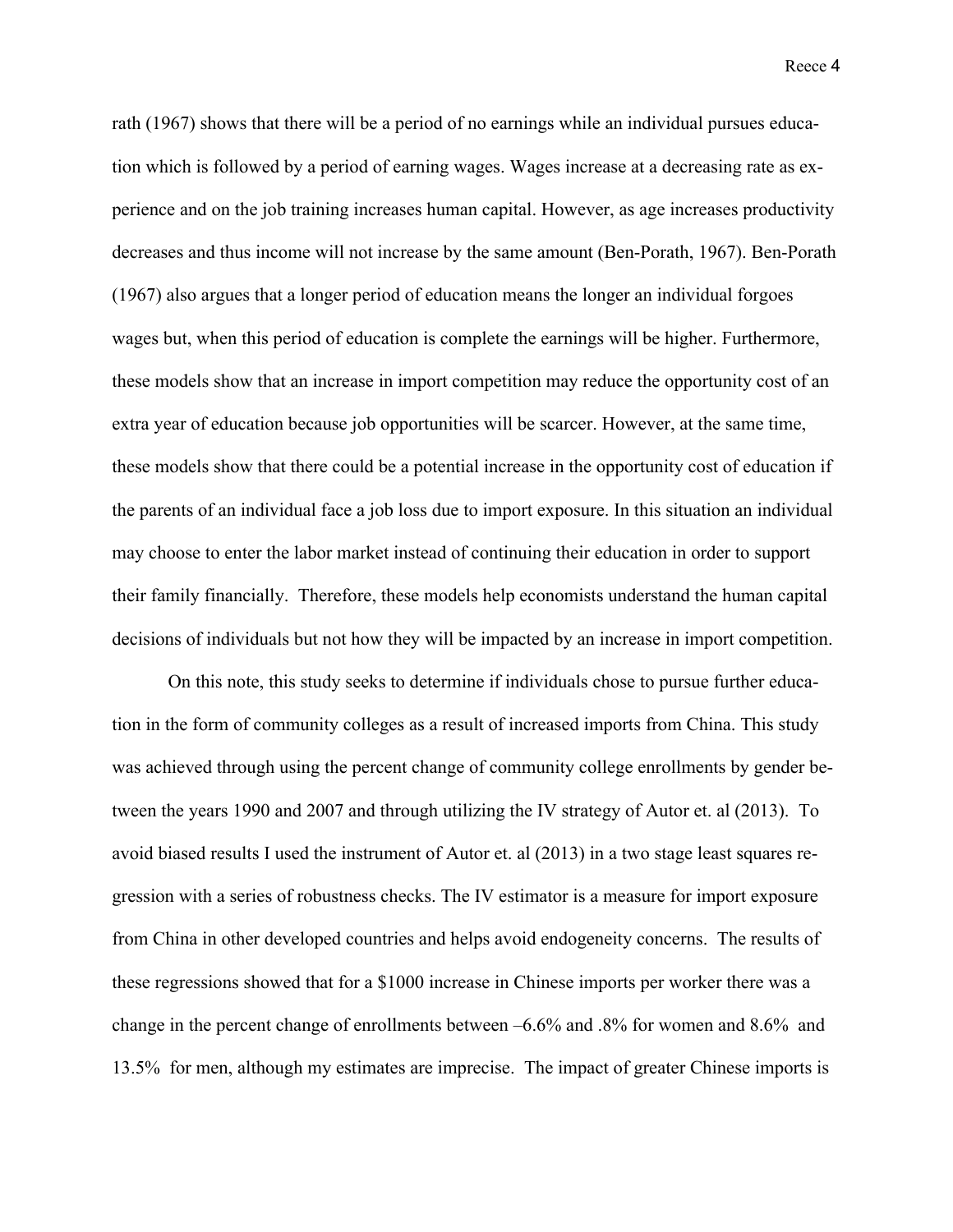rath (1967) shows that there will be a period of no earnings while an individual pursues education which is followed by a period of earning wages. Wages increase at a decreasing rate as experience and on the job training increases human capital. However, as age increases productivity decreases and thus income will not increase by the same amount (Ben-Porath, 1967). Ben-Porath (1967) also argues that a longer period of education means the longer an individual forgoes wages but, when this period of education is complete the earnings will be higher. Furthermore, these models show that an increase in import competition may reduce the opportunity cost of an extra year of education because job opportunities will be scarcer. However, at the same time, these models show that there could be a potential increase in the opportunity cost of education if the parents of an individual face a job loss due to import exposure. In this situation an individual may choose to enter the labor market instead of continuing their education in order to support their family financially. Therefore, these models help economists understand the human capital decisions of individuals but not how they will be impacted by an increase in import competition.

On this note, this study seeks to determine if individuals chose to pursue further education in the form of community colleges as a result of increased imports from China. This study was achieved through using the percent change of community college enrollments by gender between the years 1990 and 2007 and through utilizing the IV strategy of Autor et. al (2013). To avoid biased results I used the instrument of Autor et. al (2013) in a two stage least squares regression with a series of robustness checks. The IV estimator is a measure for import exposure from China in other developed countries and helps avoid endogeneity concerns. The results of these regressions showed that for a $1000 increase in Chinese imports per worker there was a change in the percent change of enrollments between –6.6% and .8% for women and 8.6% and 13.5% for men, although my estimates are imprecise. The impact of greater Chinese imports is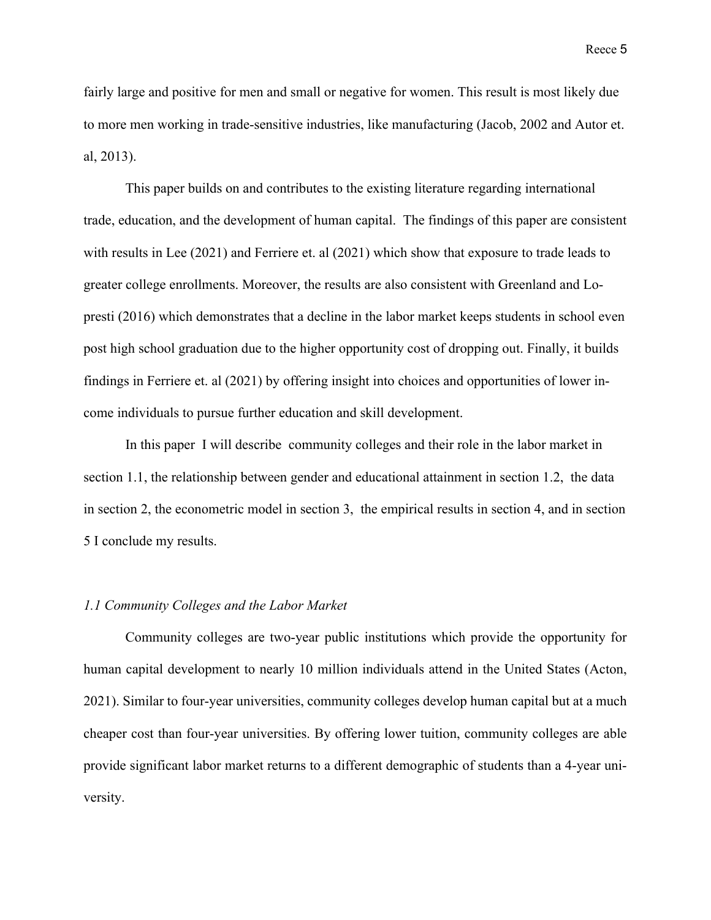fairly large and positive for men and small or negative for women. This result is most likely due to more men working in trade-sensitive industries, like manufacturing (Jacob, 2002 and Autor et. al, 2013).

This paper builds on and contributes to the existing literature regarding international trade, education, and the development of human capital. The findings of this paper are consistent with results in Lee (2021) and Ferriere et. al (2021) which show that exposure to trade leads to greater college enrollments. Moreover, the results are also consistent with Greenland and Lopresti (2016) which demonstrates that a decline in the labor market keeps students in school even post high school graduation due to the higher opportunity cost of dropping out. Finally, it builds findings in Ferriere et. al (2021) by offering insight into choices and opportunities of lower income individuals to pursue further education and skill development.

In this paper I will describe community colleges and their role in the labor market in section 1.1, the relationship between gender and educational attainment in section 1.2, the data in section 2, the econometric model in section 3, the empirical results in section 4, and in section 5 I conclude my results.

### *1.1 Community Colleges and the Labor Market*

Community colleges are two-year public institutions which provide the opportunity for human capital development to nearly 10 million individuals attend in the United States (Acton, 2021). Similar to four-year universities, community colleges develop human capital but at a much cheaper cost than four-year universities. By offering lower tuition, community colleges are able provide significant labor market returns to a different demographic of students than a 4-year university.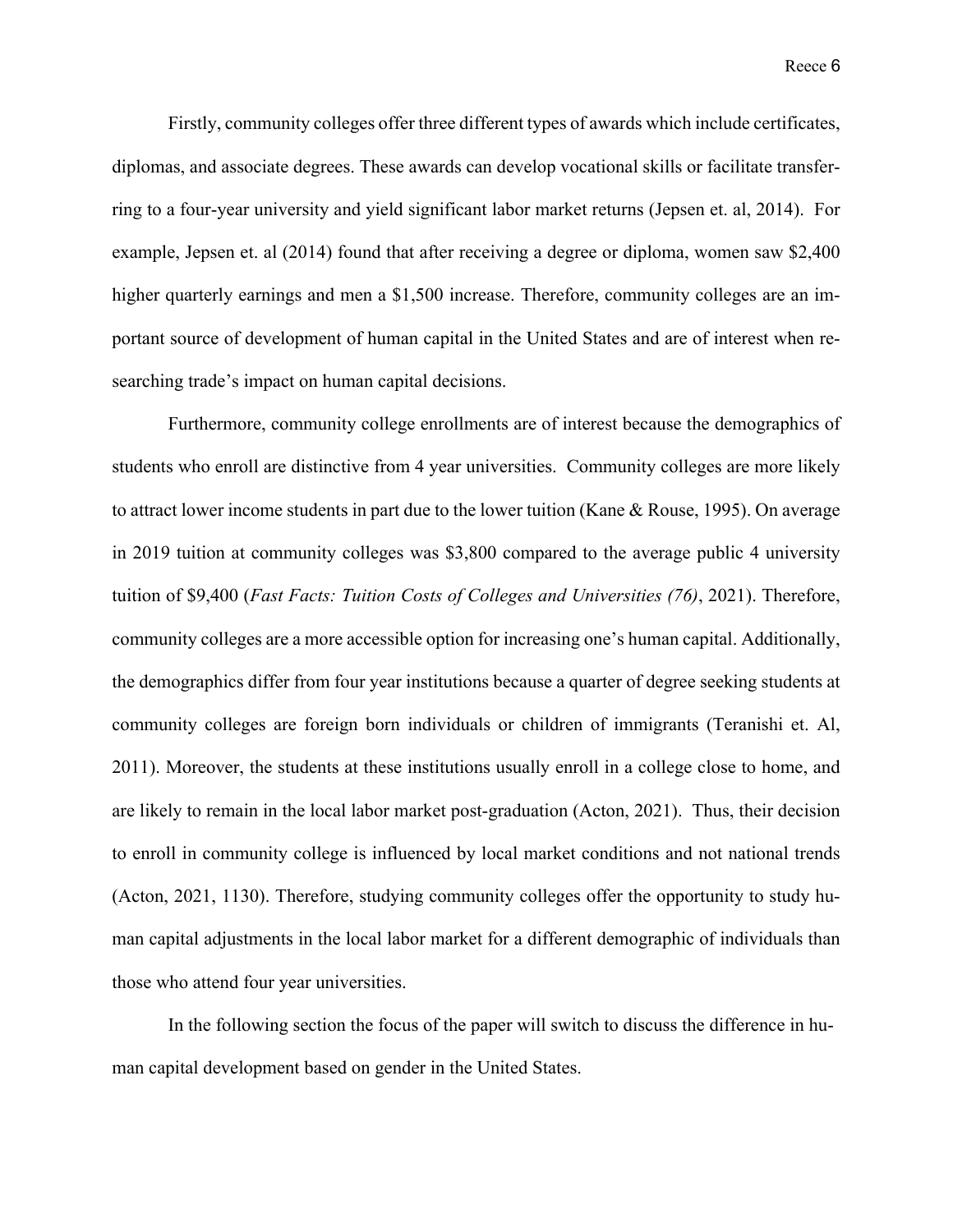Firstly, community colleges offer three different types of awards which include certificates, diplomas, and associate degrees. These awards can develop vocational skills or facilitate transferring to a four-year university and yield significant labor market returns (Jepsen et. al, 2014). For example, Jepsen et. al (2014) found that after receiving a degree or diploma, women saw $2,400 higher quarterly earnings and men a $1,500 increase. Therefore, community colleges are an important source of development of human capital in the United States and are of interest when researching trade's impact on human capital decisions.

Furthermore, community college enrollments are of interest because the demographics of students who enroll are distinctive from 4 year universities. Community colleges are more likely to attract lower income students in part due to the lower tuition (Kane & Rouse, 1995). On average in 2019 tuition at community colleges was $3,800 compared to the average public 4 university tuition of $9,400 (*Fast Facts: Tuition Costs of Colleges and Universities (76)*, 2021). Therefore, community colleges are a more accessible option for increasing one's human capital. Additionally, the demographics differ from four year institutions because a quarter of degree seeking students at community colleges are foreign born individuals or children of immigrants (Teranishi et. Al, 2011). Moreover, the students at these institutions usually enroll in a college close to home, and are likely to remain in the local labor market post-graduation (Acton, 2021). Thus, their decision to enroll in community college is influenced by local market conditions and not national trends (Acton, 2021, 1130). Therefore, studying community colleges offer the opportunity to study human capital adjustments in the local labor market for a different demographic of individuals than those who attend four year universities.

In the following section the focus of the paper will switch to discuss the difference in human capital development based on gender in the United States.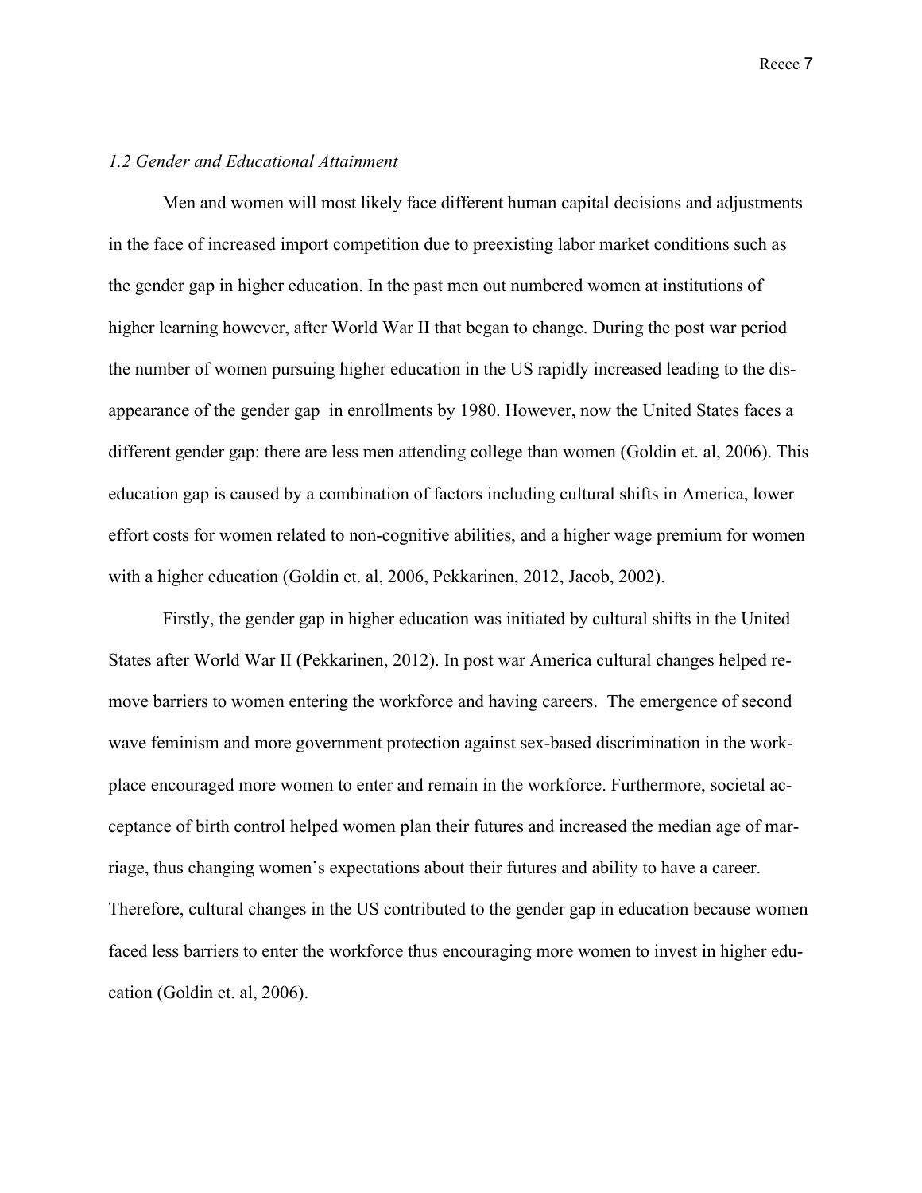*1.2 Gender and Educational Attainment*

Men and women will most likely face different human capital decisions and adjustments in the face of increased import competition due to preexisting labor market conditions such as the gender gap in higher education. In the past men out numbered women at institutions of higher learning however, after World War II that began to change. During the post war period the number of women pursuing higher education in the US rapidly increased leading to the disappearance of the gender gap in enrollments by 1980. However, now the United States faces a different gender gap: there are less men attending college than women (Goldin et. al, 2006). This education gap is caused by a combination of factors including cultural shifts in America, lower effort costs for women related to non-cognitive abilities, and a higher wage premium for women with a higher education (Goldin et. al, 2006, Pekkarinen, 2012, Jacob, 2002).

Firstly, the gender gap in higher education was initiated by cultural shifts in the United States after World War II (Pekkarinen, 2012). In post war America cultural changes helped remove barriers to women entering the workforce and having careers. The emergence of second wave feminism and more government protection against sex-based discrimination in the workplace encouraged more women to enter and remain in the workforce. Furthermore, societal acceptance of birth control helped women plan their futures and increased the median age of marriage, thus changing women's expectations about their futures and ability to have a career. Therefore, cultural changes in the US contributed to the gender gap in education because women faced less barriers to enter the workforce thus encouraging more women to invest in higher education (Goldin et. al, 2006).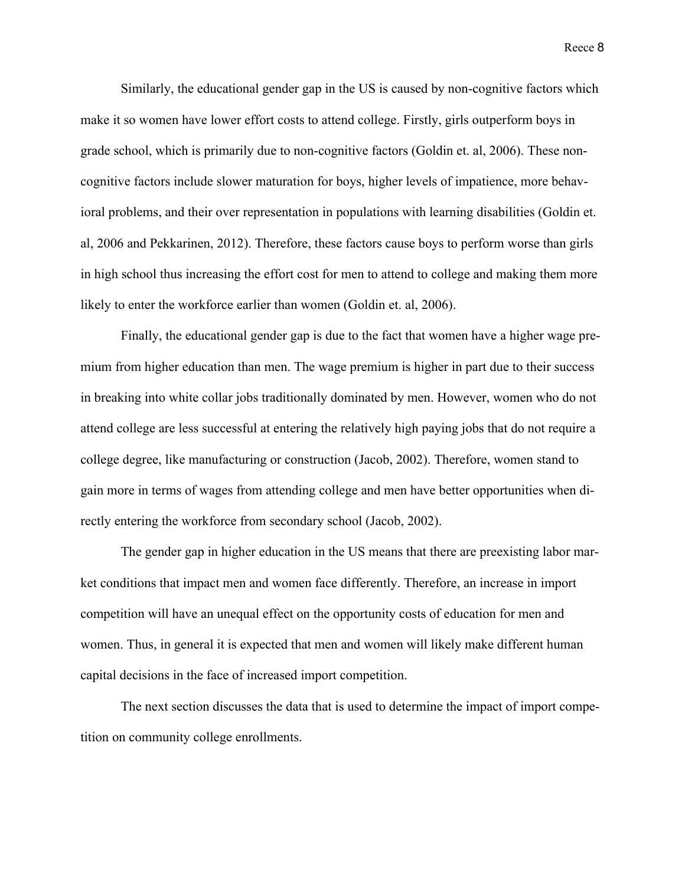Similarly, the educational gender gap in the US is caused by non-cognitive factors which make it so women have lower effort costs to attend college. Firstly, girls outperform boys in grade school, which is primarily due to non-cognitive factors (Goldin et. al, 2006). These non-cognitive factors include slower maturation for boys, higher levels of impatience, more behavioral problems, and their over representation in populations with learning disabilities (Goldin et. al, 2006 and Pekkarinen, 2012). Therefore, these factors cause boys to perform worse than girls in high school thus increasing the effort cost for men to attend to college and making them more likely to enter the workforce earlier than women (Goldin et. al, 2006).

Finally, the educational gender gap is due to the fact that women have a higher wage premium from higher education than men. The wage premium is higher in part due to their success in breaking into white collar jobs traditionally dominated by men. However, women who do not attend college are less successful at entering the relatively high paying jobs that do not require a college degree, like manufacturing or construction (Jacob, 2002). Therefore, women stand to gain more in terms of wages from attending college and men have better opportunities when directly entering the workforce from secondary school (Jacob, 2002).

The gender gap in higher education in the US means that there are preexisting labor market conditions that impact men and women face differently. Therefore, an increase in import competition will have an unequal effect on the opportunity costs of education for men and women. Thus, in general it is expected that men and women will likely make different human capital decisions in the face of increased import competition.

The next section discusses the data that is used to determine the impact of import competition on community college enrollments.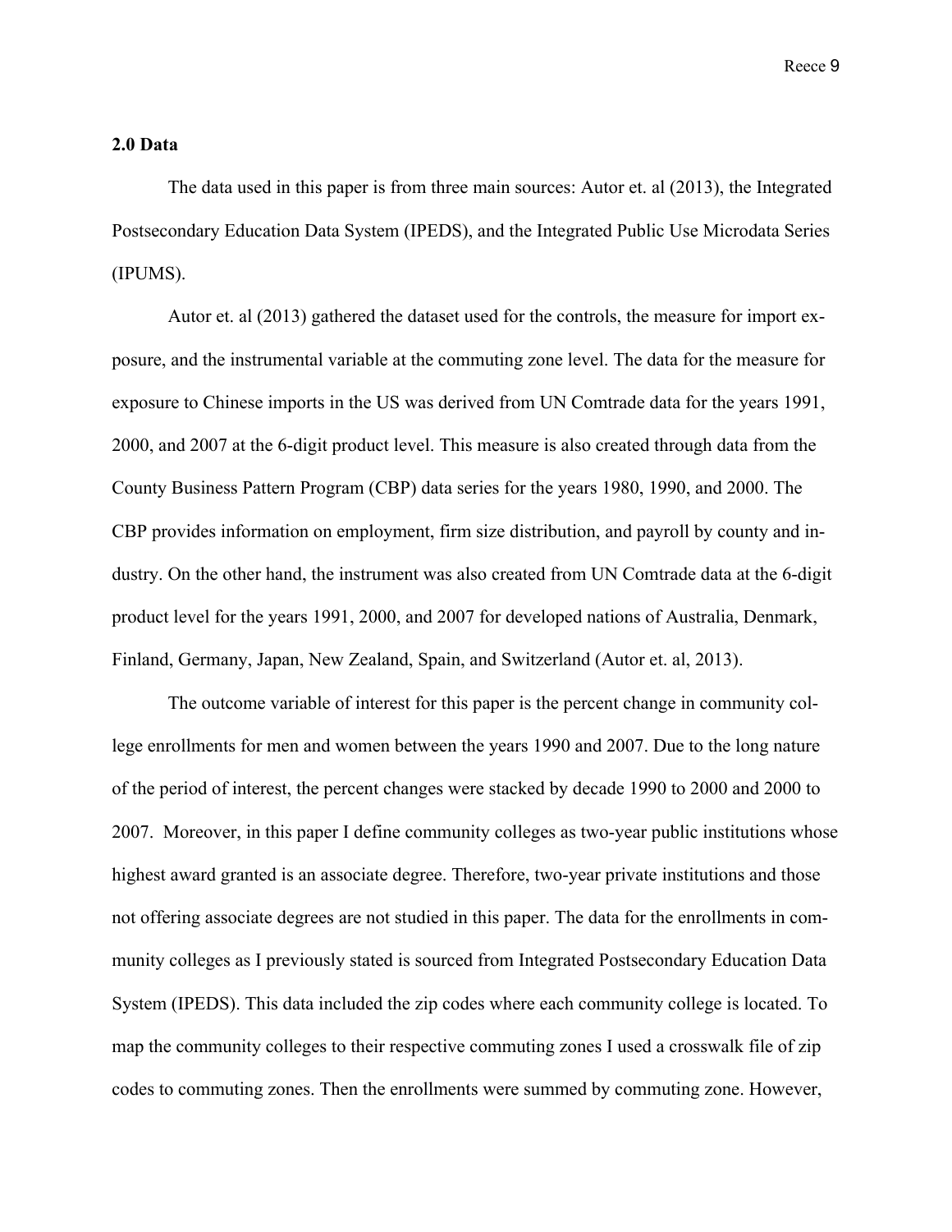## 2.0 Data

The data used in this paper is from three main sources: Autor et. al (2013), the Integrated Postsecondary Education Data System (IPEDS), and the Integrated Public Use Microdata Series (IPUMS).

Autor et. al (2013) gathered the dataset used for the controls, the measure for import exposure, and the instrumental variable at the commuting zone level. The data for the measure for exposure to Chinese imports in the US was derived from UN Comtrade data for the years 1991, 2000, and 2007 at the 6-digit product level. This measure is also created through data from the County Business Pattern Program (CBP) data series for the years 1980, 1990, and 2000. The CBP provides information on employment, firm size distribution, and payroll by county and industry. On the other hand, the instrument was also created from UN Comtrade data at the 6-digit product level for the years 1991, 2000, and 2007 for developed nations of Australia, Denmark, Finland, Germany, Japan, New Zealand, Spain, and Switzerland (Autor et. al, 2013).

The outcome variable of interest for this paper is the percent change in community college enrollments for men and women between the years 1990 and 2007. Due to the long nature of the period of interest, the percent changes were stacked by decade 1990 to 2000 and 2000 to 2007. Moreover, in this paper I define community colleges as two-year public institutions whose highest award granted is an associate degree. Therefore, two-year private institutions and those not offering associate degrees are not studied in this paper. The data for the enrollments in community colleges as I previously stated is sourced from Integrated Postsecondary Education Data System (IPEDS). This data included the zip codes where each community college is located. To map the community colleges to their respective commuting zones I used a crosswalk file of zip codes to commuting zones. Then the enrollments were summed by commuting zone. However,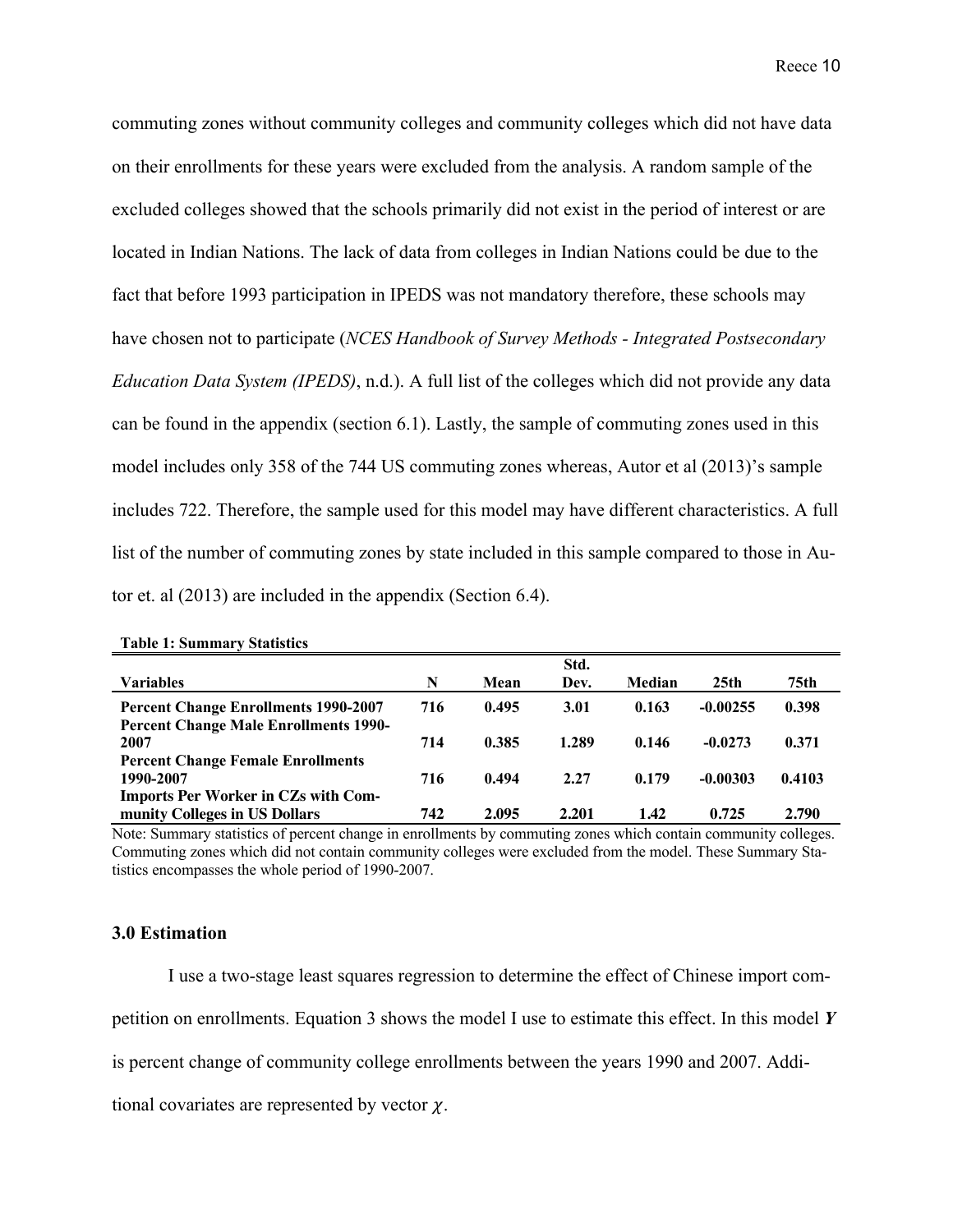commuting zones without community colleges and community colleges which did not have data on their enrollments for these years were excluded from the analysis. A random sample of the excluded colleges showed that the schools primarily did not exist in the period of interest or are located in Indian Nations. The lack of data from colleges in Indian Nations could be due to the fact that before 1993 participation in IPEDS was not mandatory therefore, these schools may have chosen not to participate (*NCES Handbook of Survey Methods - Integrated Postsecondary Education Data System (IPEDS)*, n.d.). A full list of the colleges which did not provide any data can be found in the appendix (section 6.1). Lastly, the sample of commuting zones used in this model includes only 358 of the 744 US commuting zones whereas, Autor et al (2013)'s sample includes 722. Therefore, the sample used for this model may have different characteristics. A full list of the number of commuting zones by state included in this sample compared to those in Autor et. al (2013) are included in the appendix (Section 6.4).

**Table 1: Summary Statistics**

| Variables | N | Mean | Std. Dev. | Median | 25th | 75th |
|---|---|---|---|---|---|---|
| **Percent Change Enrollments 1990-2007** | **716** | **0.495** | **3.01** | **0.163** | **-0.00255** | **0.398** |
| **Percent Change Male Enrollments 1990-2007** | **714** | **0.385** | **1.289** | **0.146** | **-0.0273** | **0.371** |
| **Percent Change Female Enrollments 1990-2007** | **716** | **0.494** | **2.27** | **0.179** | **-0.00303** | **0.4103** |
| **Imports Per Worker in CZs with Community Colleges in US Dollars** | **742** | **2.095** | **2.201** | **1.42** | **0.725** | **2.790** |

Note: Summary statistics of percent change in enrollments by commuting zones which contain community colleges. Commuting zones which did not contain community colleges were excluded from the model. These Summary Statistics encompasses the whole period of 1990-2007.

### 3.0 Estimation

I use a two-stage least squares regression to determine the effect of Chinese import competition on enrollments. Equation 3 shows the model I use to estimate this effect. In this model $\boldsymbol{Y}$ is percent change of community college enrollments between the years 1990 and 2007. Additional covariates are represented by vector $\chi$.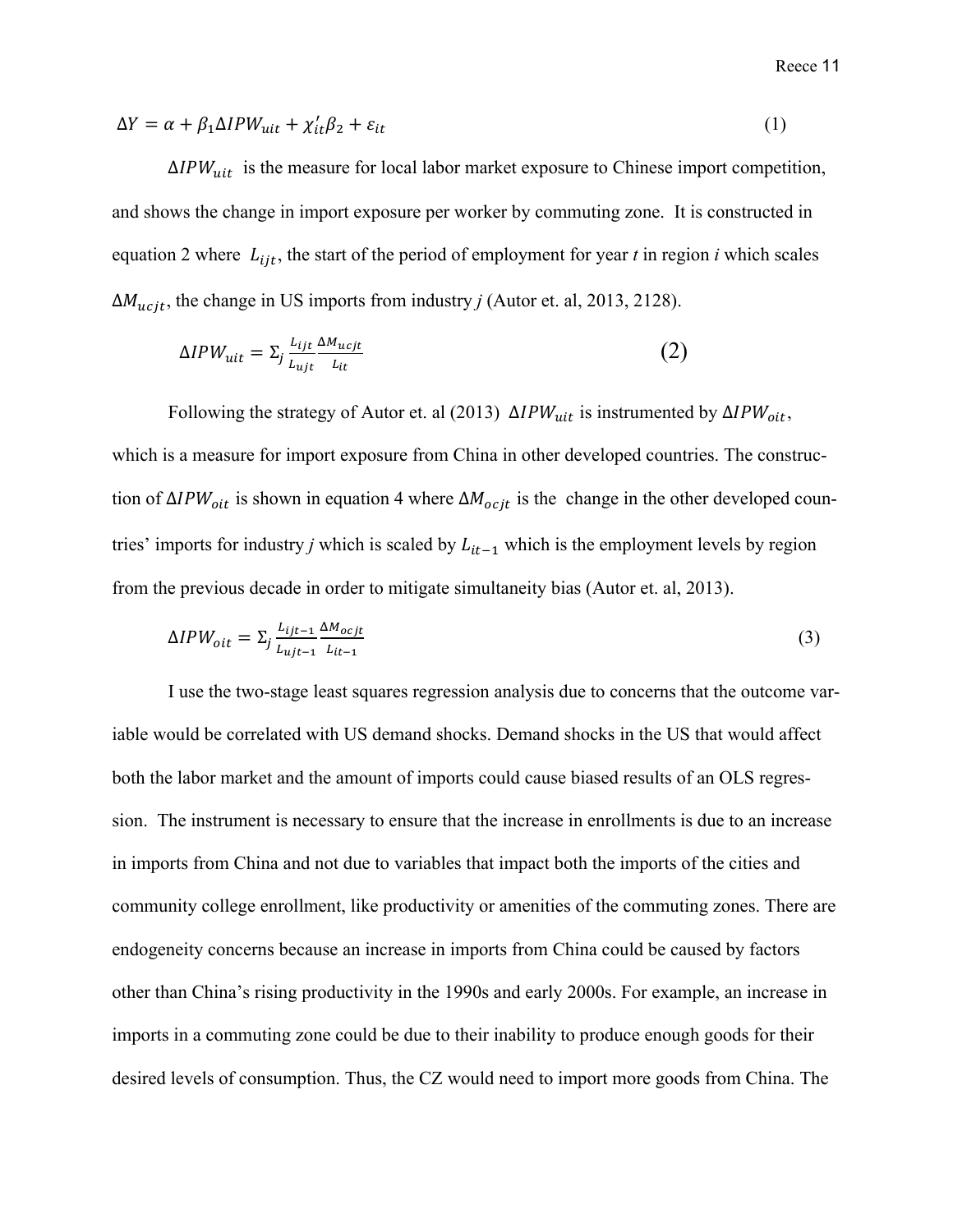$$\Delta Y = \alpha + \beta_1 \Delta IPW_{uit} + \chi_{it}' \beta_2 + \varepsilon_{it} \tag{1}$$

$\Delta IPW_{uit}$ is the measure for local labor market exposure to Chinese import competition, and shows the change in import exposure per worker by commuting zone. It is constructed in equation 2 where $L_{ijt}$, the start of the period of employment for year *t* in region *i* which scales $\Delta M_{ucjt}$, the change in US imports from industry *j* (Autor et. al, 2013, 2128).

$$\Delta IPW_{uit} = \Sigma_j \frac{L_{ijt}}{L_{ujt}} \frac{\Delta M_{ucjt}}{L_{it}} \tag{2}$$

Following the strategy of Autor et. al (2013) $\Delta IPW_{uit}$ is instrumented by $\Delta IPW_{oit}$, which is a measure for import exposure from China in other developed countries. The construction of $\Delta IPW_{oit}$ is shown in equation 4 where $\Delta M_{ocjt}$ is the change in the other developed countries' imports for industry *j* which is scaled by $L_{it-1}$ which is the employment levels by region from the previous decade in order to mitigate simultaneity bias (Autor et. al, 2013).

$$\Delta IPW_{oit} = \Sigma_j \frac{L_{ijt-1}}{L_{ujt-1}} \frac{\Delta M_{ocjt}}{L_{it-1}} \tag{3}$$

I use the two-stage least squares regression analysis due to concerns that the outcome variable would be correlated with US demand shocks. Demand shocks in the US that would affect both the labor market and the amount of imports could cause biased results of an OLS regression. The instrument is necessary to ensure that the increase in enrollments is due to an increase in imports from China and not due to variables that impact both the imports of the cities and community college enrollment, like productivity or amenities of the commuting zones. There are endogeneity concerns because an increase in imports from China could be caused by factors other than China's rising productivity in the 1990s and early 2000s. For example, an increase in imports in a commuting zone could be due to their inability to produce enough goods for their desired levels of consumption. Thus, the CZ would need to import more goods from China. The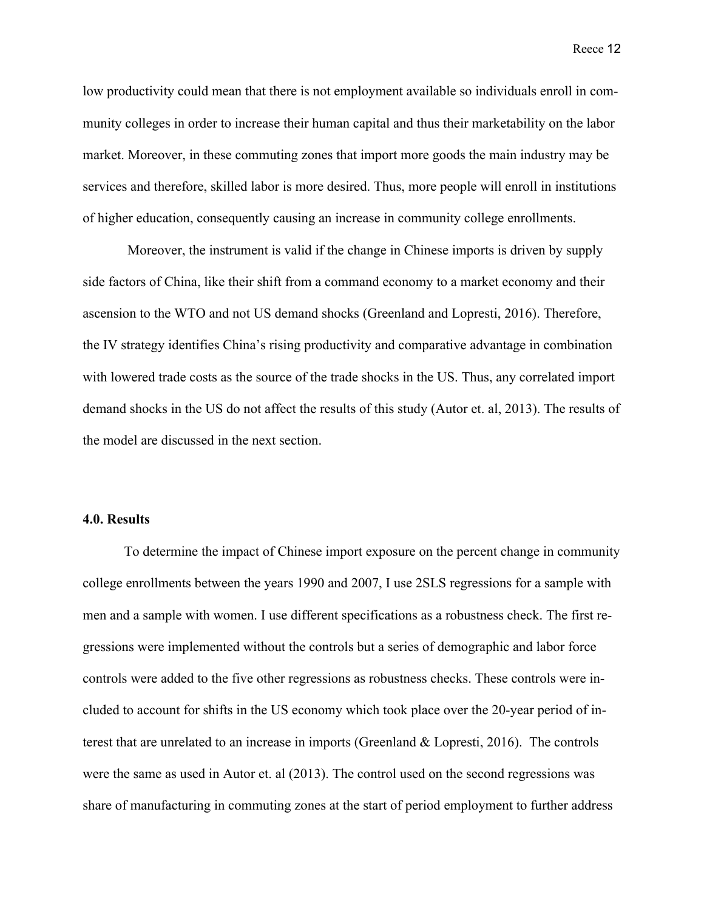low productivity could mean that there is not employment available so individuals enroll in community colleges in order to increase their human capital and thus their marketability on the labor market. Moreover, in these commuting zones that import more goods the main industry may be services and therefore, skilled labor is more desired. Thus, more people will enroll in institutions of higher education, consequently causing an increase in community college enrollments.

Moreover, the instrument is valid if the change in Chinese imports is driven by supply side factors of China, like their shift from a command economy to a market economy and their ascension to the WTO and not US demand shocks (Greenland and Lopresti, 2016). Therefore, the IV strategy identifies China's rising productivity and comparative advantage in combination with lowered trade costs as the source of the trade shocks in the US. Thus, any correlated import demand shocks in the US do not affect the results of this study (Autor et. al, 2013). The results of the model are discussed in the next section.

**4.0. Results**

To determine the impact of Chinese import exposure on the percent change in community college enrollments between the years 1990 and 2007, I use 2SLS regressions for a sample with men and a sample with women. I use different specifications as a robustness check. The first regressions were implemented without the controls but a series of demographic and labor force controls were added to the five other regressions as robustness checks. These controls were included to account for shifts in the US economy which took place over the 20-year period of interest that are unrelated to an increase in imports (Greenland & Lopresti, 2016). The controls were the same as used in Autor et. al (2013). The control used on the second regressions was share of manufacturing in commuting zones at the start of period employment to further address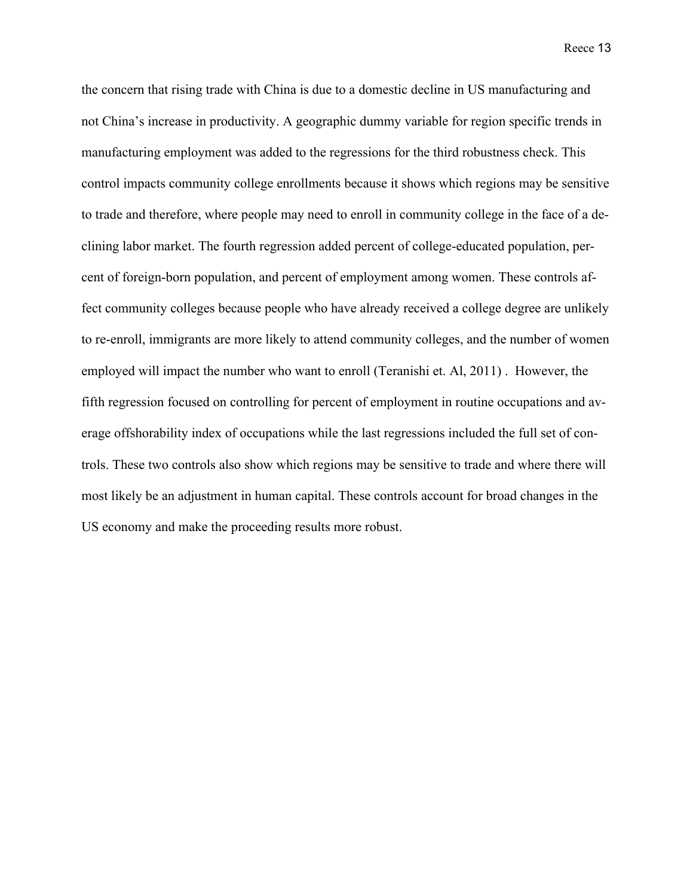the concern that rising trade with China is due to a domestic decline in US manufacturing and not China's increase in productivity. A geographic dummy variable for region specific trends in manufacturing employment was added to the regressions for the third robustness check. This control impacts community college enrollments because it shows which regions may be sensitive to trade and therefore, where people may need to enroll in community college in the face of a declining labor market. The fourth regression added percent of college-educated population, percent of foreign-born population, and percent of employment among women. These controls affect community colleges because people who have already received a college degree are unlikely to re-enroll, immigrants are more likely to attend community colleges, and the number of women employed will impact the number who want to enroll (Teranishi et. Al, 2011) .  However, the fifth regression focused on controlling for percent of employment in routine occupations and average offshorability index of occupations while the last regressions included the full set of controls. These two controls also show which regions may be sensitive to trade and where there will most likely be an adjustment in human capital. These controls account for broad changes in the US economy and make the proceeding results more robust.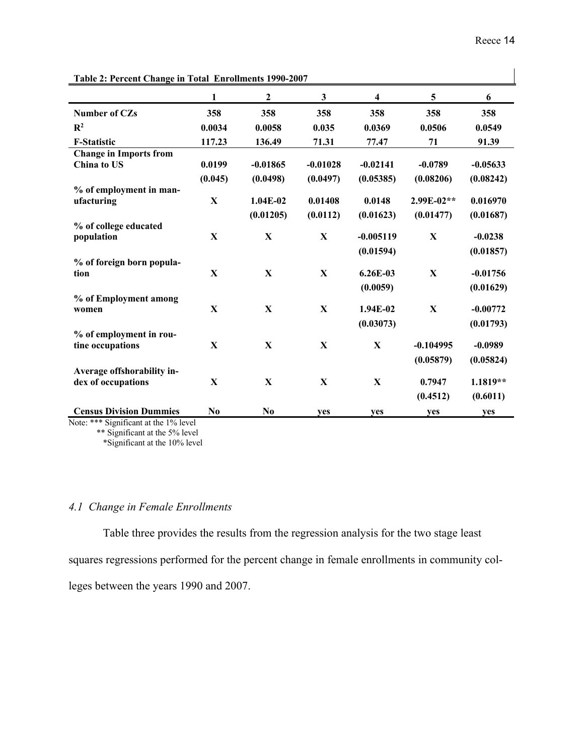**Table 2: Percent Change in Total Enrollments 1990-2007**

| | 1 | 2 | 3 | 4 | 5 | 6 |
|---|---|---|---|---|---|---|
| **Number of CZs** | 358 | 358 | 358 | 358 | 358 | 358 |
| $R^2$ | 0.0034 | 0.0058 | 0.035 | 0.0369 | 0.0506 | 0.0549 |
| **F-Statistic** | 117.23 | 136.49 | 71.31 | 77.47 | 71 | 91.39 |
| **Change in Imports from China to US** | 0.0199 | -0.01865 | -0.01028 | -0.02141 | -0.0789 | -0.05633 |
| | (0.045) | (0.0498) | (0.0497) | (0.05385) | (0.08206) | (0.08242) |
| **% of employment in manufacturing** | X | 1.04E-02 | 0.01408 | 0.0148 | 2.99E-02** | 0.016970 |
| | | (0.01205) | (0.0112) | (0.01623) | (0.01477) | (0.01687) |
| **% of college educated population** | X | X | X | -0.005119 | X | -0.0238 |
| | | | | (0.01594) | | (0.01857) |
| **% of foreign born population** | X | X | X | 6.26E-03 | X | -0.01756 |
| | | | | (0.0059) | | (0.01629) |
| **% of Employment among women** | X | X | X | 1.94E-02 | X | -0.00772 |
| | | | | (0.03073) | | (0.01793) |
| **% of employment in routine occupations** | X | X | X | X | -0.104995 | -0.0989 |
| | | | | | (0.05879) | (0.05824) |
| **Average offshorability index of occupations** | X | X | X | X | 0.7947 | 1.1819** |
| | | | | | (0.4512) | (0.6011) |
| **Census Division Dummies** | No | No | yes | yes | yes | yes |

Note: *** Significant at the 1% level
** Significant at the 5% level
*Significant at the 10% level

### *4.1 Change in Female Enrollments*

Table three provides the results from the regression analysis for the two stage least squares regressions performed for the percent change in female enrollments in community colleges between the years 1990 and 2007.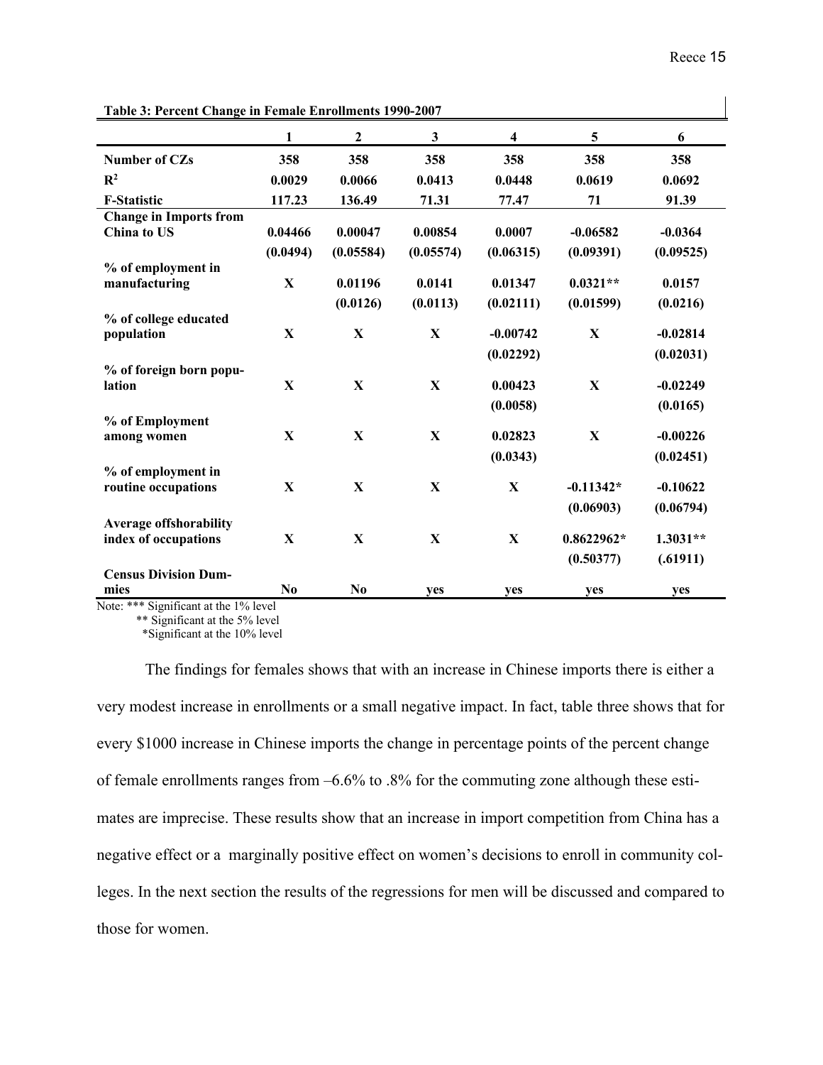**Table 3: Percent Change in Female Enrollments 1990-2007**

| | 1 | 2 | 3 | 4 | 5 | 6 |
|---|---|---|---|---|---|---|
| **Number of CZs** | **358** | **358** | **358** | **358** | **358** | **358** |
| $R^2$ | **0.0029** | **0.0066** | **0.0413** | **0.0448** | **0.0619** | **0.0692** |
| **F-Statistic** | **117.23** | **136.49** | **71.31** | **77.47** | **71** | **91.39** |
| **Change in Imports from China to US** | **0.04466** | **0.00047** | **0.00854** | **0.0007** | **-0.06582** | **-0.0364** |
| | **(0.0494)** | **(0.05584)** | **(0.05574)** | **(0.06315)** | **(0.09391)** | **(0.09525)** |
| **% of employment in manufacturing** | **X** | **0.01196** | **0.0141** | **0.01347** | **0.0321\*\*** | **0.0157** |
| | | **(0.0126)** | **(0.0113)** | **(0.02111)** | **(0.01599)** | **(0.0216)** |
| **% of college educated population** | **X** | **X** | **X** | **-0.00742** | **X** | **-0.02814** |
| | | | | **(0.02292)** | | **(0.02031)** |
| **% of foreign born population** | **X** | **X** | **X** | **0.00423** | **X** | **-0.02249** |
| | | | | **(0.0058)** | | **(0.0165)** |
| **% of Employment among women** | **X** | **X** | **X** | **0.02823** | **X** | **-0.00226** |
| | | | | **(0.0343)** | | **(0.02451)** |
| **% of employment in routine occupations** | **X** | **X** | **X** | **X** | **-0.11342\*** | **-0.10622** |
| | | | | | **(0.06903)** | **(0.06794)** |
| **Average offshorability index of occupations** | **X** | **X** | **X** | **X** | **0.8622962\*** | **1.3031\*\*** |
| | | | | | **(0.50377)** | **(.61911)** |
| **Census Division Dummies** | **No** | **No** | **yes** | **yes** | **yes** | **yes** |

Note: \*\*\* Significant at the 1% level
\*\* Significant at the 5% level
\*Significant at the 10% level

The findings for females shows that with an increase in Chinese imports there is either a very modest increase in enrollments or a small negative impact. In fact, table three shows that for every $1000 increase in Chinese imports the change in percentage points of the percent change of female enrollments ranges from –6.6% to .8% for the commuting zone although these estimates are imprecise. These results show that an increase in import competition from China has a negative effect or a marginally positive effect on women's decisions to enroll in community colleges. In the next section the results of the regressions for men will be discussed and compared to those for women.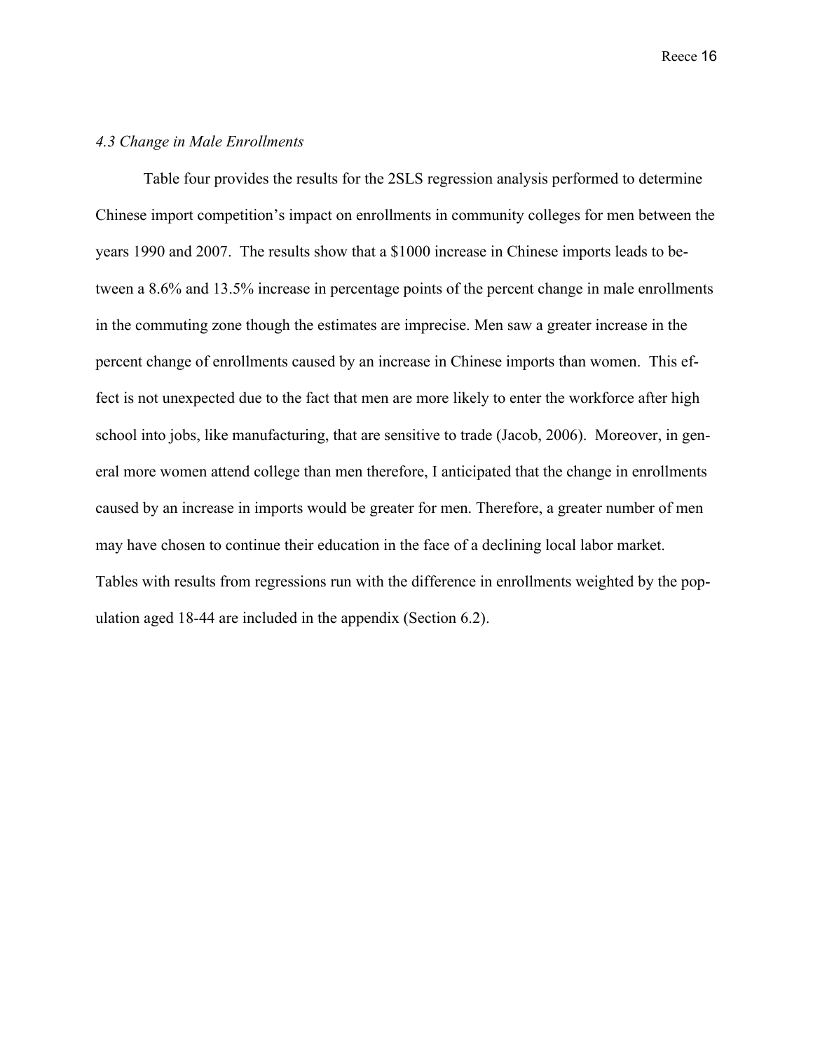*4.3 Change in Male Enrollments*

Table four provides the results for the 2SLS regression analysis performed to determine Chinese import competition's impact on enrollments in community colleges for men between the years 1990 and 2007. The results show that a $1000 increase in Chinese imports leads to between a 8.6% and 13.5% increase in percentage points of the percent change in male enrollments in the commuting zone though the estimates are imprecise. Men saw a greater increase in the percent change of enrollments caused by an increase in Chinese imports than women. This effect is not unexpected due to the fact that men are more likely to enter the workforce after high school into jobs, like manufacturing, that are sensitive to trade (Jacob, 2006). Moreover, in general more women attend college than men therefore, I anticipated that the change in enrollments caused by an increase in imports would be greater for men. Therefore, a greater number of men may have chosen to continue their education in the face of a declining local labor market. Tables with results from regressions run with the difference in enrollments weighted by the population aged 18-44 are included in the appendix (Section 6.2).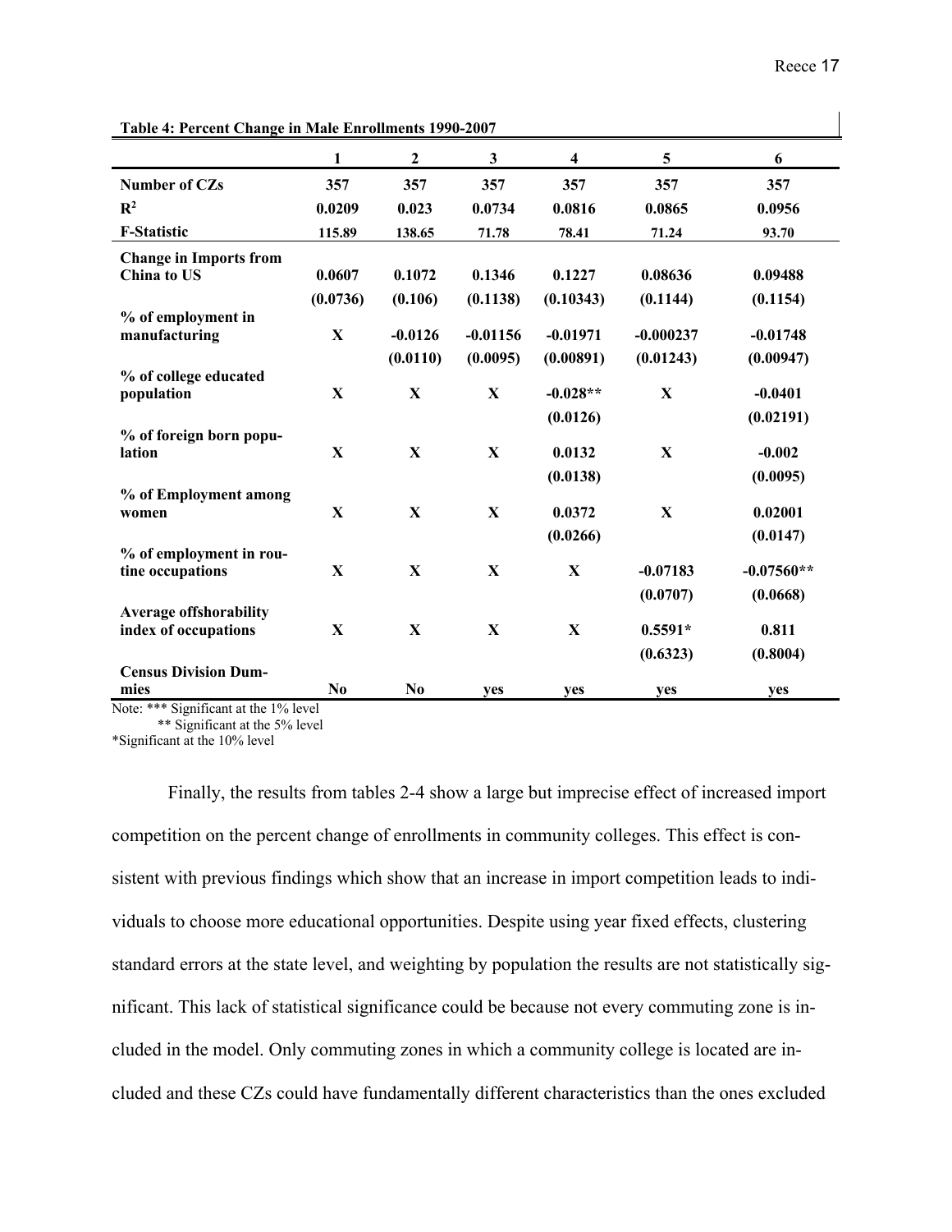**Table 4: Percent Change in Male Enrollments 1990-2007**

| | 1 | 2 | 3 | 4 | 5 | 6 |
|---|---|---|---|---|---|---|
| **Number of CZs** | 357 | 357 | 357 | 357 | 357 | 357 |
| $R^2$ | 0.0209 | 0.023 | 0.0734 | 0.0816 | 0.0865 | 0.0956 |
| **F-Statistic** | 115.89 | 138.65 | 71.78 | 78.41 | 71.24 | 93.70 |
| **Change in Imports from China to US** | 0.0607 | 0.1072 | 0.1346 | 0.1227 | 0.08636 | 0.09488 |
| | (0.0736) | (0.106) | (0.1138) | (0.10343) | (0.1144) | (0.1154) |
| **% of employment in manufacturing** | X | -0.0126 | -0.01156 | -0.01971 | -0.000237 | -0.01748 |
| | | (0.0110) | (0.0095) | (0.00891) | (0.01243) | (0.00947) |
| **% of college educated population** | X | X | X | -0.028** | X | -0.0401 |
| | | | | (0.0126) | | (0.02191) |
| **% of foreign born population** | X | X | X | 0.0132 | X | -0.002 |
| | | | | (0.0138) | | (0.0095) |
| **% of Employment among women** | X | X | X | 0.0372 | X | 0.02001 |
| | | | | (0.0266) | | (0.0147) |
| **% of employment in routine occupations** | X | X | X | X | -0.07183 | -0.07560** |
| | | | | | (0.0707) | (0.0668) |
| **Average offshorability index of occupations** | X | X | X | X | 0.5591* | 0.811 |
| | | | | | (0.6323) | (0.8004) |
| **Census Division Dummies** | No | No | yes | yes | yes | yes |

Note: *** Significant at the 1% level
** Significant at the 5% level
*Significant at the 10% level

Finally, the results from tables 2-4 show a large but imprecise effect of increased import competition on the percent change of enrollments in community colleges. This effect is consistent with previous findings which show that an increase in import competition leads to individuals to choose more educational opportunities. Despite using year fixed effects, clustering standard errors at the state level, and weighting by population the results are not statistically significant. This lack of statistical significance could be because not every commuting zone is included in the model. Only commuting zones in which a community college is located are included and these CZs could have fundamentally different characteristics than the ones excluded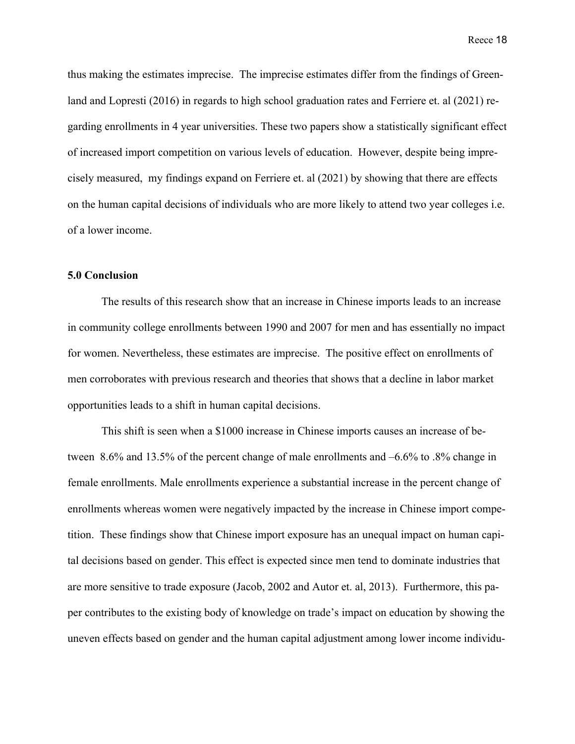thus making the estimates imprecise. The imprecise estimates differ from the findings of Greenland and Lopresti (2016) in regards to high school graduation rates and Ferriere et. al (2021) regarding enrollments in 4 year universities. These two papers show a statistically significant effect of increased import competition on various levels of education. However, despite being imprecisely measured, my findings expand on Ferriere et. al (2021) by showing that there are effects on the human capital decisions of individuals who are more likely to attend two year colleges i.e. of a lower income.

**5.0 Conclusion**

The results of this research show that an increase in Chinese imports leads to an increase in community college enrollments between 1990 and 2007 for men and has essentially no impact for women. Nevertheless, these estimates are imprecise. The positive effect on enrollments of men corroborates with previous research and theories that shows that a decline in labor market opportunities leads to a shift in human capital decisions.

This shift is seen when a $1000 increase in Chinese imports causes an increase of between 8.6% and 13.5% of the percent change of male enrollments and –6.6% to .8% change in female enrollments. Male enrollments experience a substantial increase in the percent change of enrollments whereas women were negatively impacted by the increase in Chinese import competition. These findings show that Chinese import exposure has an unequal impact on human capital decisions based on gender. This effect is expected since men tend to dominate industries that are more sensitive to trade exposure (Jacob, 2002 and Autor et. al, 2013). Furthermore, this paper contributes to the existing body of knowledge on trade's impact on education by showing the uneven effects based on gender and the human capital adjustment among lower income individu-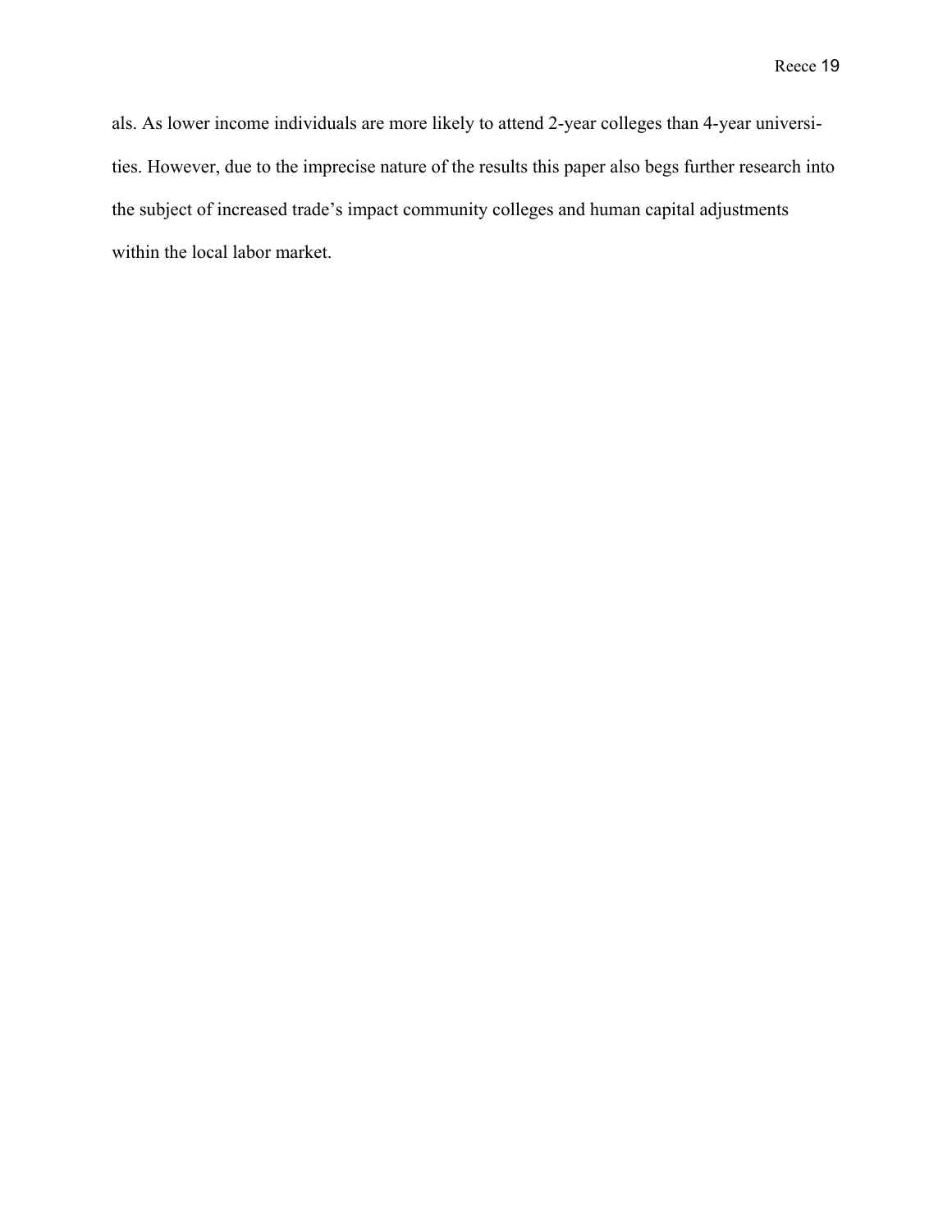als. As lower income individuals are more likely to attend 2-year colleges than 4-year universities. However, due to the imprecise nature of the results this paper also begs further research into the subject of increased trade's impact community colleges and human capital adjustments within the local labor market.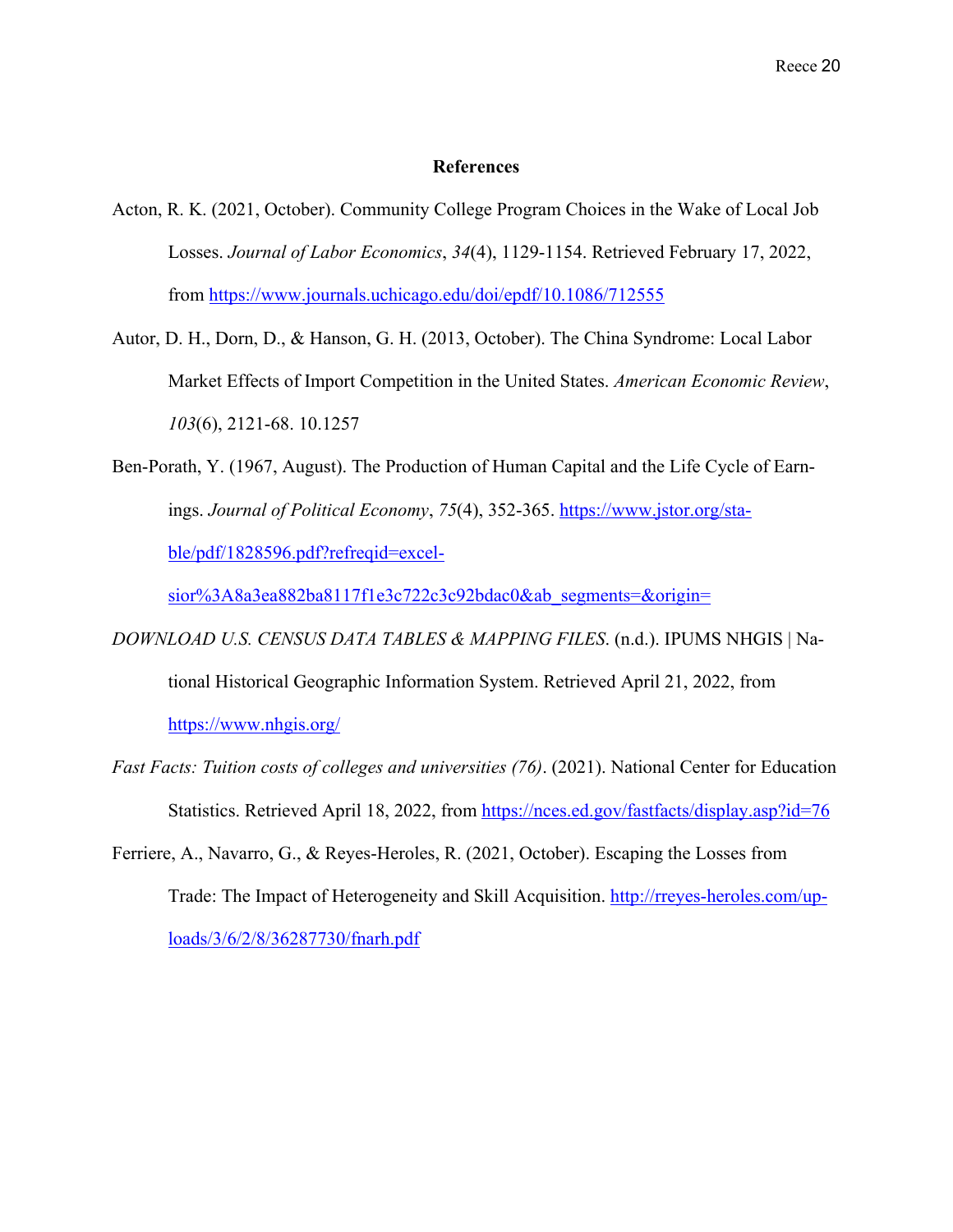# References

Acton, R. K. (2021, October). Community College Program Choices in the Wake of Local Job Losses. *Journal of Labor Economics*, *34*(4), 1129-1154. Retrieved February 17, 2022, from https://www.journals.uchicago.edu/doi/epdf/10.1086/712555

Autor, D. H., Dorn, D., & Hanson, G. H. (2013, October). The China Syndrome: Local Labor Market Effects of Import Competition in the United States. *American Economic Review*, *103*(6), 2121-68. 10.1257

Ben-Porath, Y. (1967, August). The Production of Human Capital and the Life Cycle of Earnings. *Journal of Political Economy*, *75*(4), 352-365. https://www.jstor.org/stable/pdf/1828596.pdf?refreqid=excelsior%3A8a3ea882ba8117f1e3c722c3c92bdac0&ab_segments=&origin=

*DOWNLOAD U.S. CENSUS DATA TABLES & MAPPING FILES*. (n.d.). IPUMS NHGIS | National Historical Geographic Information System. Retrieved April 21, 2022, from https://www.nhgis.org/

*Fast Facts: Tuition costs of colleges and universities (76)*. (2021). National Center for Education Statistics. Retrieved April 18, 2022, from https://nces.ed.gov/fastfacts/display.asp?id=76

Ferriere, A., Navarro, G., & Reyes-Heroles, R. (2021, October). Escaping the Losses from Trade: The Impact of Heterogeneity and Skill Acquisition. http://rreyes-heroles.com/uploads/3/6/2/8/36287730/fnarh.pdf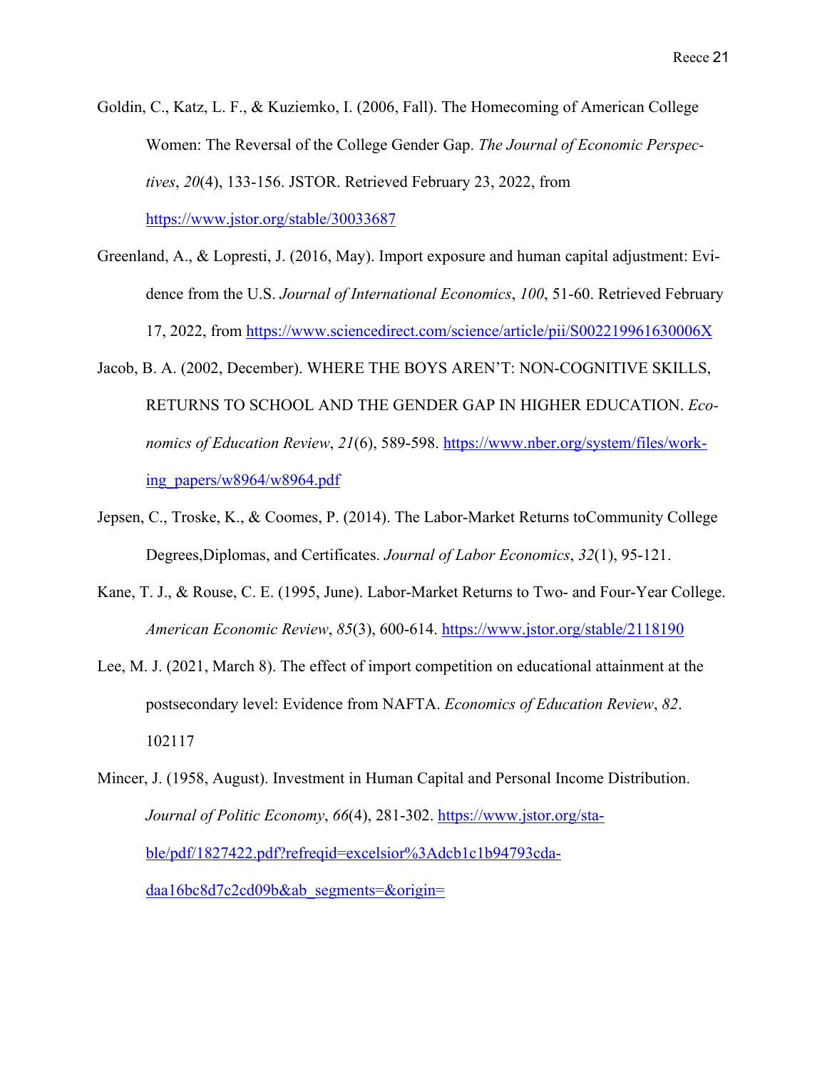Goldin, C., Katz, L. F., & Kuziemko, I. (2006, Fall). The Homecoming of American College Women: The Reversal of the College Gender Gap. *The Journal of Economic Perspectives*, *20*(4), 133-156. JSTOR. Retrieved February 23, 2022, from https://www.jstor.org/stable/30033687

Greenland, A., & Lopresti, J. (2016, May). Import exposure and human capital adjustment: Evidence from the U.S. *Journal of International Economics*, *100*, 51-60. Retrieved February 17, 2022, from https://www.sciencedirect.com/science/article/pii/S002219961630006X

Jacob, B. A. (2002, December). WHERE THE BOYS AREN'T: NON-COGNITIVE SKILLS, RETURNS TO SCHOOL AND THE GENDER GAP IN HIGHER EDUCATION. *Economics of Education Review*, *21*(6), 589-598. https://www.nber.org/system/files/working_papers/w8964/w8964.pdf

Jepsen, C., Troske, K., & Coomes, P. (2014). The Labor-Market Returns toCommunity College Degrees,Diplomas, and Certificates. *Journal of Labor Economics*, *32*(1), 95-121.

Kane, T. J., & Rouse, C. E. (1995, June). Labor-Market Returns to Two- and Four-Year College. *American Economic Review*, *85*(3), 600-614. https://www.jstor.org/stable/2118190

Lee, M. J. (2021, March 8). The effect of import competition on educational attainment at the postsecondary level: Evidence from NAFTA. *Economics of Education Review*, *82*. 102117

Mincer, J. (1958, August). Investment in Human Capital and Personal Income Distribution. *Journal of Politic Economy*, *66*(4), 281-302. https://www.jstor.org/stable/pdf/1827422.pdf?refreqid=excelsior%3Adcb1c1b94793cdadaa16bc8d7c2cd09b&ab_segments=&origin=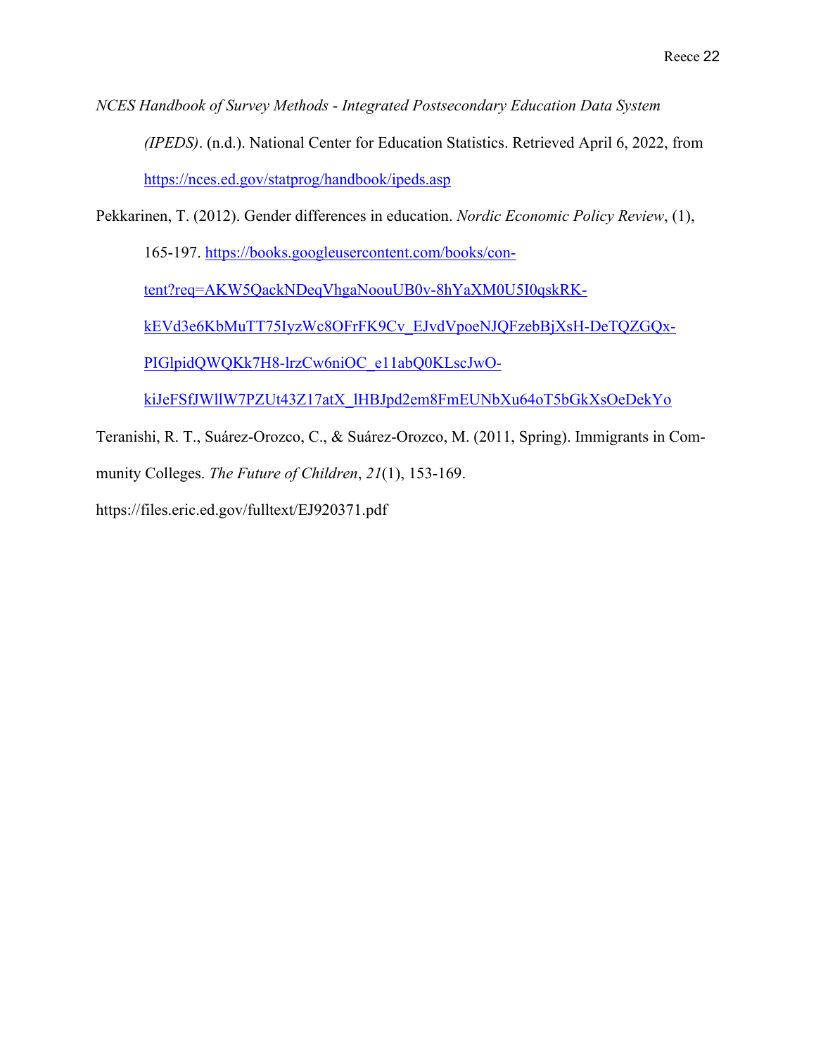*NCES Handbook of Survey Methods - Integrated Postsecondary Education Data System (IPEDS)*. (n.d.). National Center for Education Statistics. Retrieved April 6, 2022, from https://nces.ed.gov/statprog/handbook/ipeds.asp

Pekkarinen, T. (2012). Gender differences in education. *Nordic Economic Policy Review*, (1), 165-197. https://books.googleusercontent.com/books/content?req=AKW5QackNDeqVhgaNoouUB0v-8hYaXM0U5I0qskRK-kEVd3e6KbMuTT75IyzWc8OFrFK9Cv_EJvdVpoeNJQFzebBjXsH-DeTQZGQx-PIGlpidQWQKk7H8-lrzCw6niOC_e11abQ0KLscJwO-kiJeFSfJWllW7PZUt43Z17atX_lHBJpd2em8FmEUNbXu64oT5bGkXsOeDekYo

Teranishi, R. T., Suárez-Orozco, C., & Suárez-Orozco, M. (2011, Spring). Immigrants in Community Colleges. *The Future of Children*, *21*(1), 153-169. https://files.eric.ed.gov/fulltext/EJ920371.pdf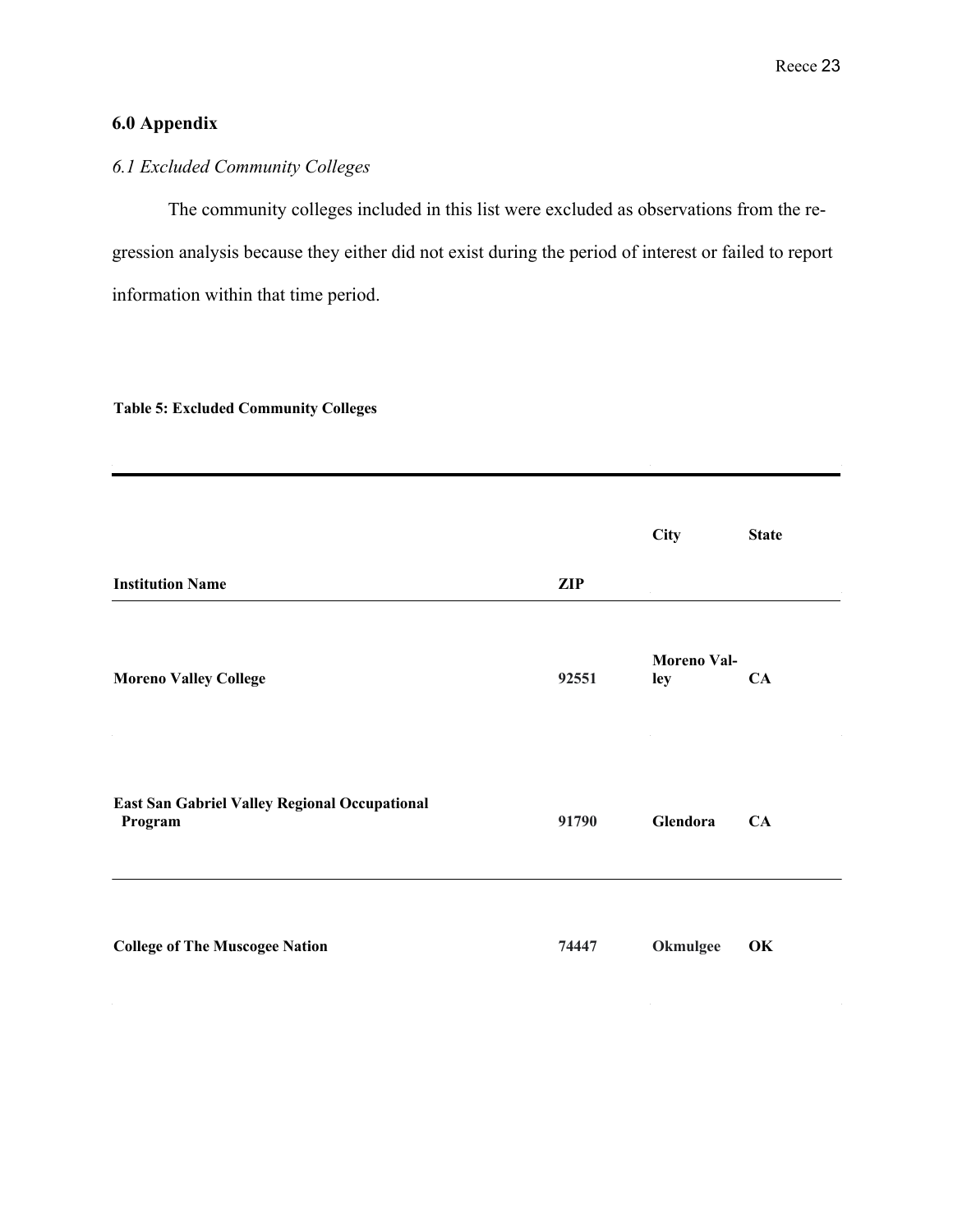## 6.0 Appendix

### *6.1 Excluded Community Colleges*

The community colleges included in this list were excluded as observations from the regression analysis because they either did not exist during the period of interest or failed to report information within that time period.

**Table 5: Excluded Community Colleges**

| **Institution Name** | **ZIP** | **City** | **State** |
|---|---|---|---|
| **Moreno Valley College** | **92551** | **Moreno Valley** | **CA** |
| **East San Gabriel Valley Regional Occupational Program** | **91790** | **Glendora** | **CA** |
| **College of The Muscogee Nation** | **74447** | **Okmulgee** | **OK** |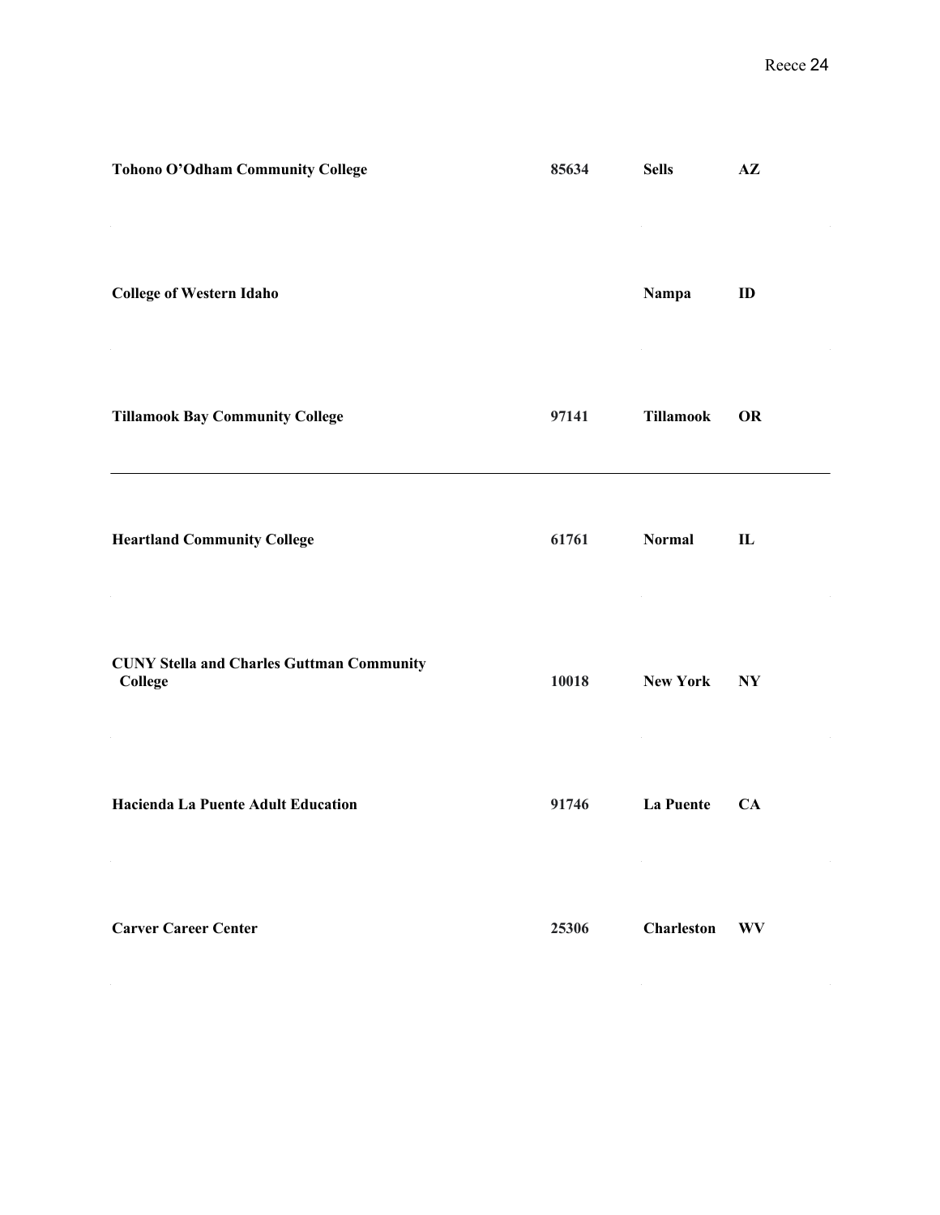| | | | |
|---|---|---|---|
| **Tohono O’Odham Community College** | **85634** | **Sells** | **AZ** |
| **College of Western Idaho** | | **Nampa** | **ID** |
| **Tillamook Bay Community College** | **97141** | **Tillamook** | **OR** |
| **Heartland Community College** | **61761** | **Normal** | **IL** |
| **CUNY Stella and Charles Guttman Community College** | **10018** | **New York** | **NY** |
| **Hacienda La Puente Adult Education** | **91746** | **La Puente** | **CA** |
| **Carver Career Center** | **25306** | **Charleston** | **WV** |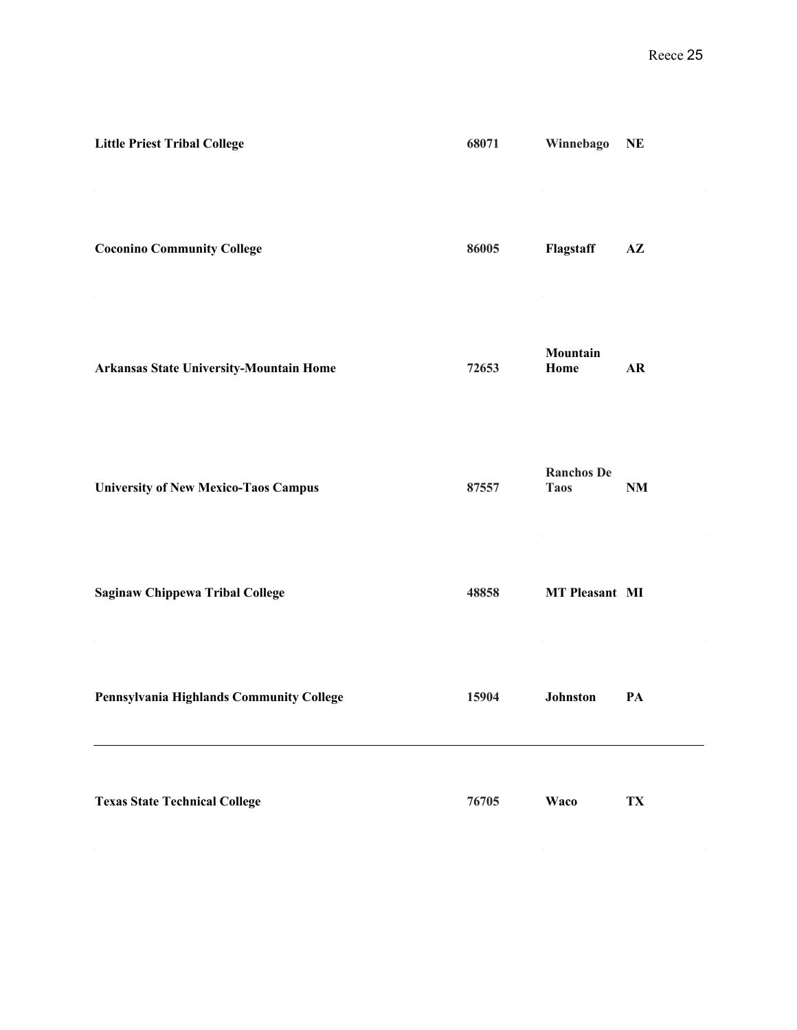| | | | |
|---|---|---|---|
| **Little Priest Tribal College** | **68071** | **Winnebago** | **NE** |
| **Coconino Community College** | **86005** | **Flagstaff** | **AZ** |
| **Arkansas State University-Mountain Home** | **72653** | **Mountain Home** | **AR** |
| **University of New Mexico-Taos Campus** | **87557** | **Ranchos De Taos** | **NM** |
| **Saginaw Chippewa Tribal College** | **48858** | **MT Pleasant** | **MI** |
| **Pennsylvania Highlands Community College** | **15904** | **Johnston** | **PA** |
| **Texas State Technical College** | **76705** | **Waco** | **TX** |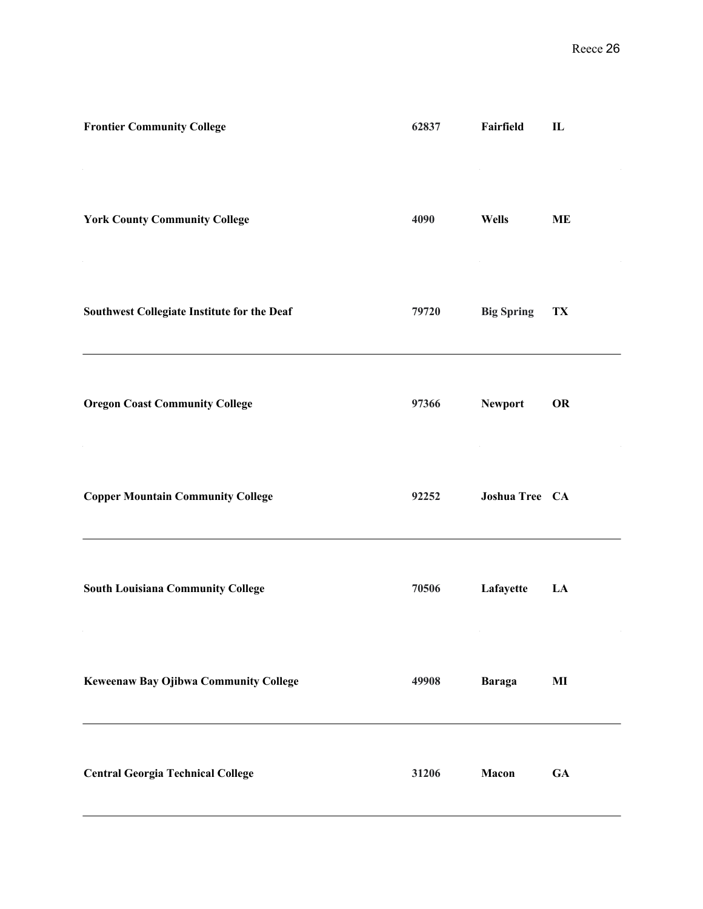| | | | |
|---|---|---|---|
| **Frontier Community College** | **62837** | **Fairfield** | **IL** |
| **York County Community College** | **4090** | **Wells** | **ME** |
| **Southwest Collegiate Institute for the Deaf** | **79720** | **Big Spring** | **TX** |
| **Oregon Coast Community College** | **97366** | **Newport** | **OR** |
| **Copper Mountain Community College** | **92252** | **Joshua Tree** | **CA** |
| **South Louisiana Community College** | **70506** | **Lafayette** | **LA** |
| **Keweenaw Bay Ojibwa Community College** | **49908** | **Baraga** | **MI** |
| **Central Georgia Technical College** | **31206** | **Macon** | **GA** |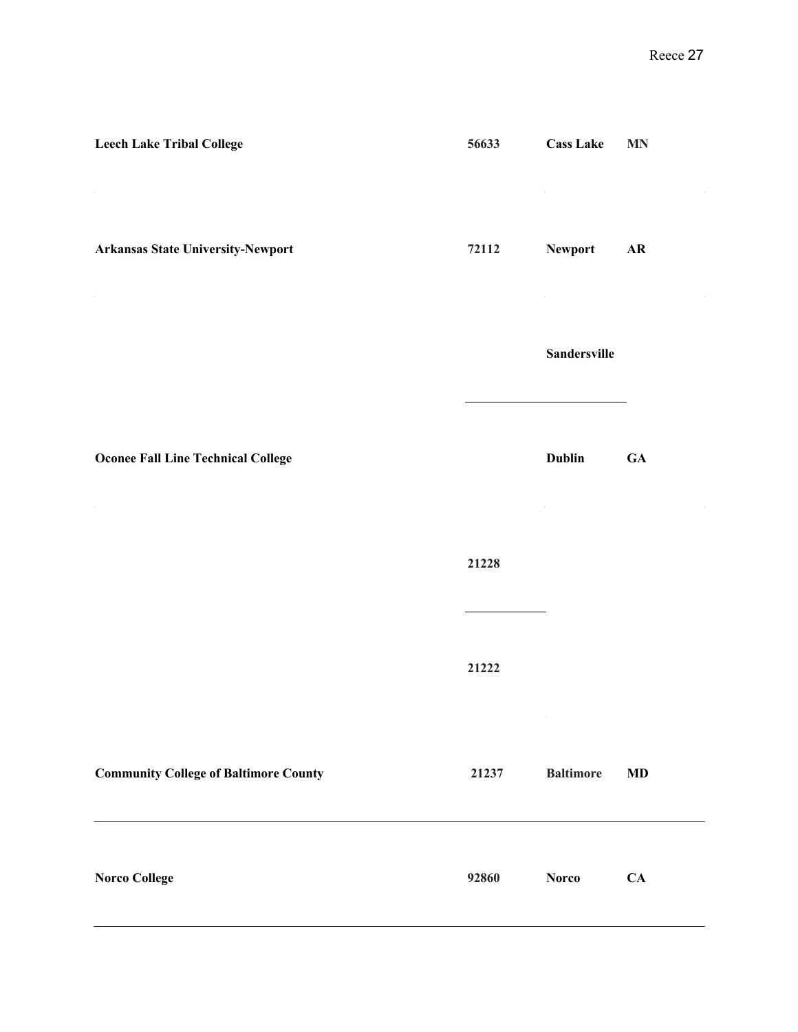| | | | |
|---|---|---|---|
| **Leech Lake Tribal College** | **56633** | **Cass Lake** | **MN** |
| **Arkansas State University-Newport** | **72112** | **Newport** | **AR** |
| | | **Sandersville** | |
| **Oconee Fall Line Technical College** | | **Dublin** | **GA** |
| | **21228** | | |
| | **21222** | | |
| **Community College of Baltimore County** | **21237** | **Baltimore** | **MD** |
| **Norco College** | **92860** | **Norco** | **CA** |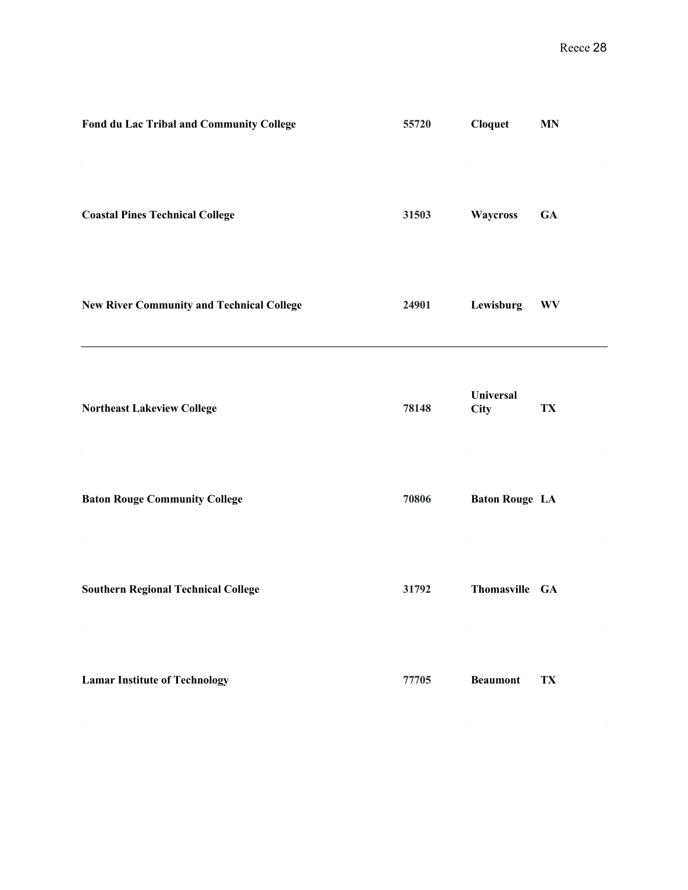| | | | |
|---|---|---|---|
| **Fond du Lac Tribal and Community College** | **55720** | **Cloquet** | **MN** |
| **Coastal Pines Technical College** | **31503** | **Waycross** | **GA** |
| **New River Community and Technical College** | **24901** | **Lewisburg** | **WV** |
| **Northeast Lakeview College** | **78148** | **Universal City** | **TX** |
| **Baton Rouge Community College** | **70806** | **Baton Rouge** | **LA** |
| **Southern Regional Technical College** | **31792** | **Thomasville** | **GA** |
| **Lamar Institute of Technology** | **77705** | **Beaumont** | **TX** |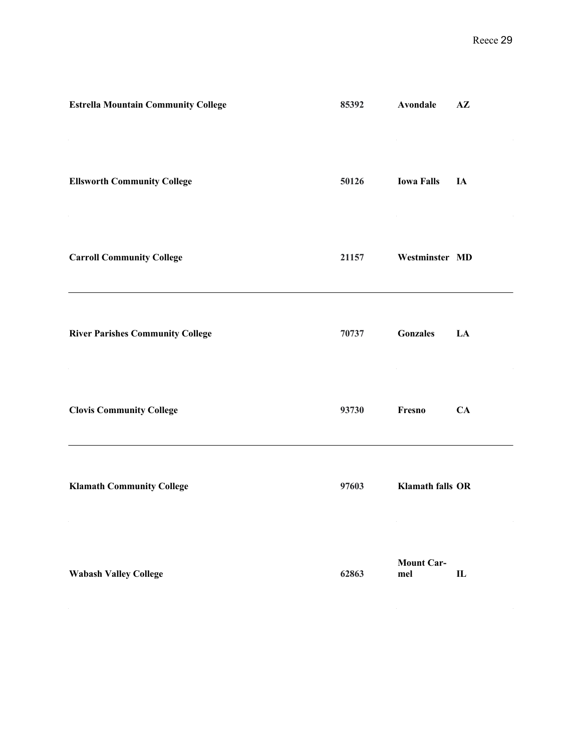| | | | |
|---|---|---|---|
| **Estrella Mountain Community College** | **85392** | **Avondale** | **AZ** |
| **Ellsworth Community College** | **50126** | **Iowa Falls** | **IA** |
| **Carroll Community College** | **21157** | **Westminster** | **MD** |
| **River Parishes Community College** | **70737** | **Gonzales** | **LA** |
| **Clovis Community College** | **93730** | **Fresno** | **CA** |
| **Klamath Community College** | **97603** | **Klamath falls** | **OR** |
| **Wabash Valley College** | **62863** | **Mount Carmel** | **IL** |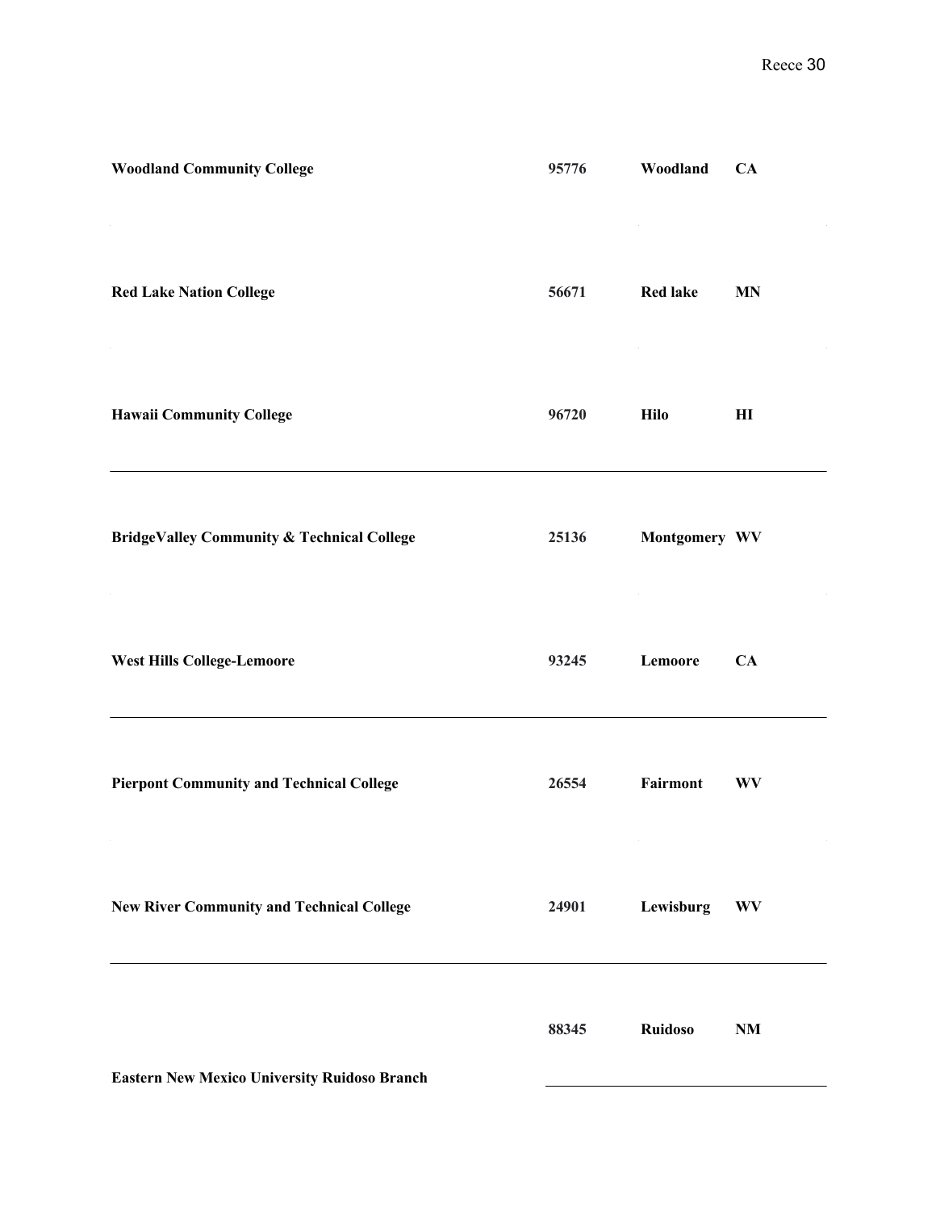| | | | |
|---|---|---|---|
| **Woodland Community College** | **95776** | **Woodland** | **CA** |
| **Red Lake Nation College** | **56671** | **Red lake** | **MN** |
| **Hawaii Community College** | **96720** | **Hilo** | **HI** |
| **BridgeValley Community & Technical College** | **25136** | **Montgomery** | **WV** |
| **West Hills College-Lemoore** | **93245** | **Lemoore** | **CA** |
| **Pierpont Community and Technical College** | **26554** | **Fairmont** | **WV** |
| **New River Community and Technical College** | **24901** | **Lewisburg** | **WV** |
| **Eastern New Mexico University Ruidoso Branch** | **88345** | **Ruidoso** | **NM** |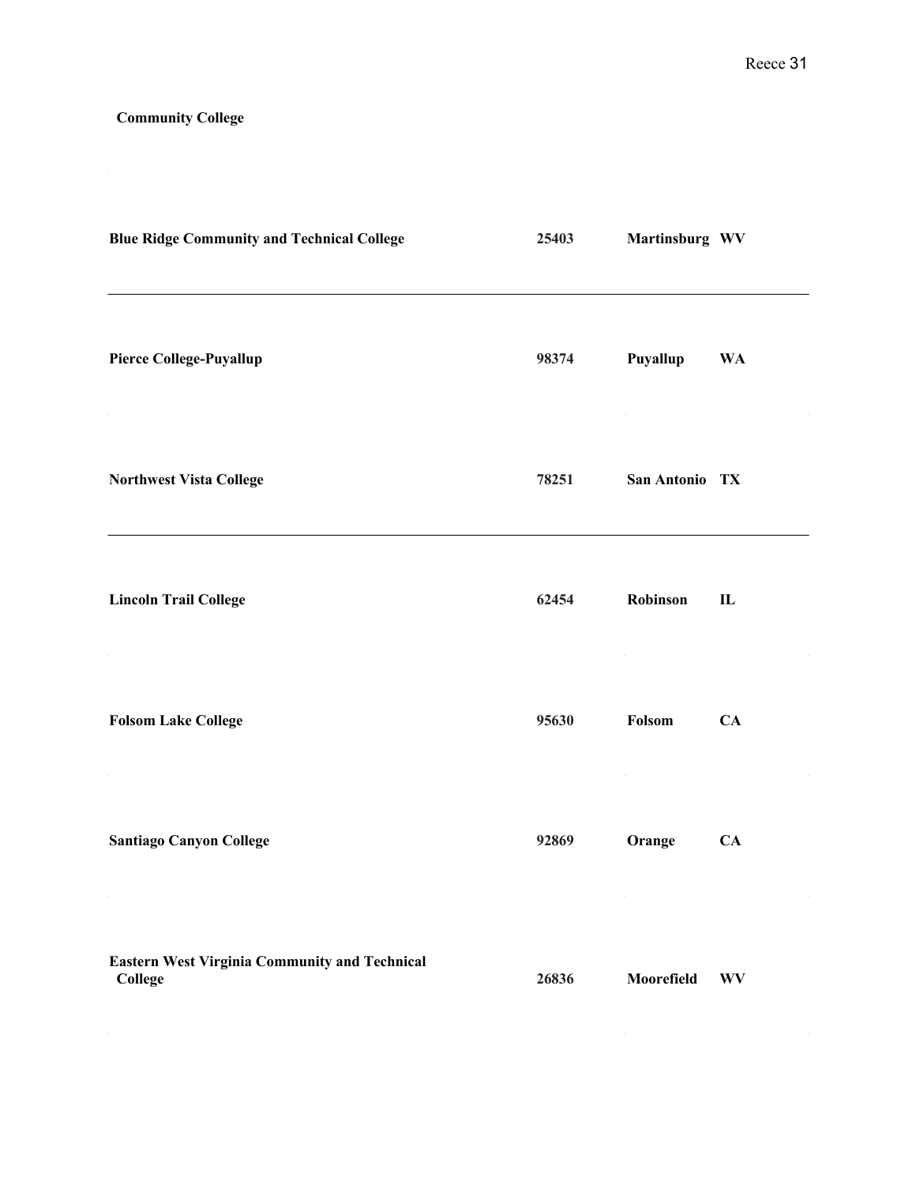**Community College**

| | | | |
|---|---|---|---|
| **Blue Ridge Community and Technical College** | **25403** | **Martinsburg** | **WV** |
| **Pierce College-Puyallup** | **98374** | **Puyallup** | **WA** |
| **Northwest Vista College** | **78251** | **San Antonio** | **TX** |
| **Lincoln Trail College** | **62454** | **Robinson** | **IL** |
| **Folsom Lake College** | **95630** | **Folsom** | **CA** |
| **Santiago Canyon College** | **92869** | **Orange** | **CA** |
| **Eastern West Virginia Community and Technical College** | **26836** | **Moorefield** | **WV** |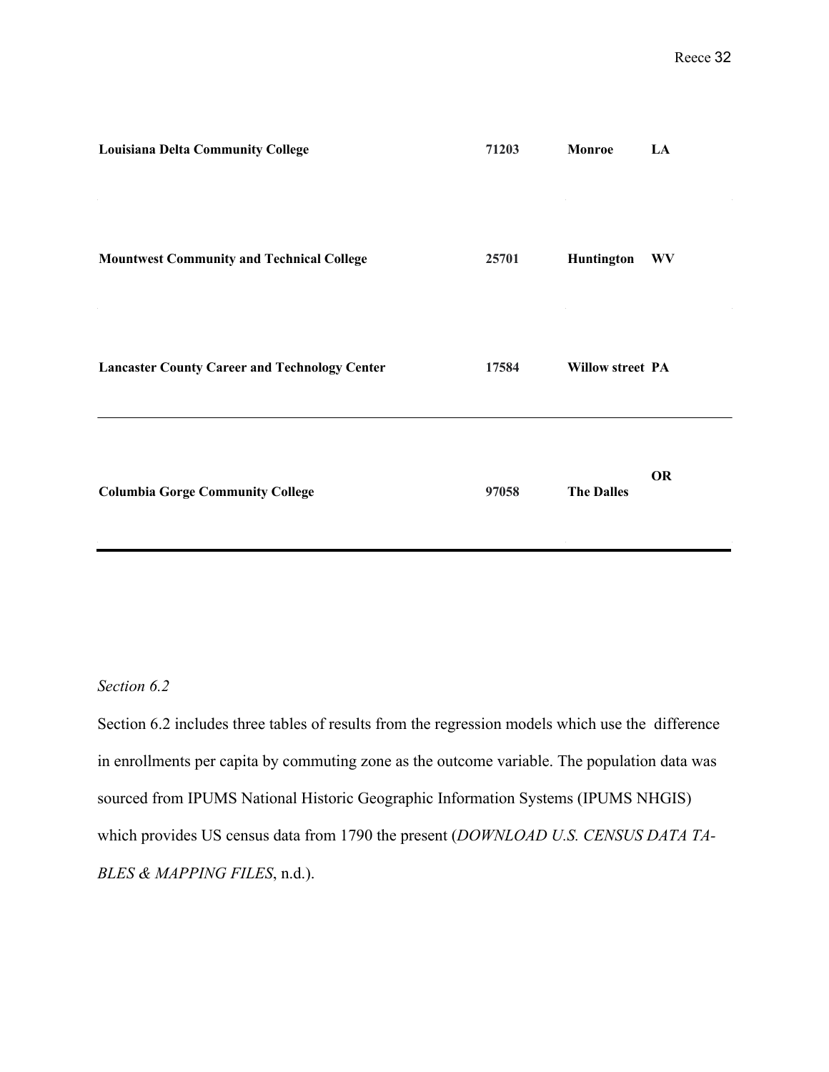| | | | |
|---|---|---|---|
| **Louisiana Delta Community College** | **71203** | **Monroe** | **LA** |
| **Mountwest Community and Technical College** | **25701** | **Huntington** | **WV** |
| **Lancaster County Career and Technology Center** | **17584** | **Willow street** | **PA** |
| **Columbia Gorge Community College** | **97058** | **The Dalles** | **OR** |

*Section 6.2*

Section 6.2 includes three tables of results from the regression models which use the difference in enrollments per capita by commuting zone as the outcome variable. The population data was sourced from IPUMS National Historic Geographic Information Systems (IPUMS NHGIS) which provides US census data from 1790 the present (*DOWNLOAD U.S. CENSUS DATA TABLES & MAPPING FILES*, n.d.).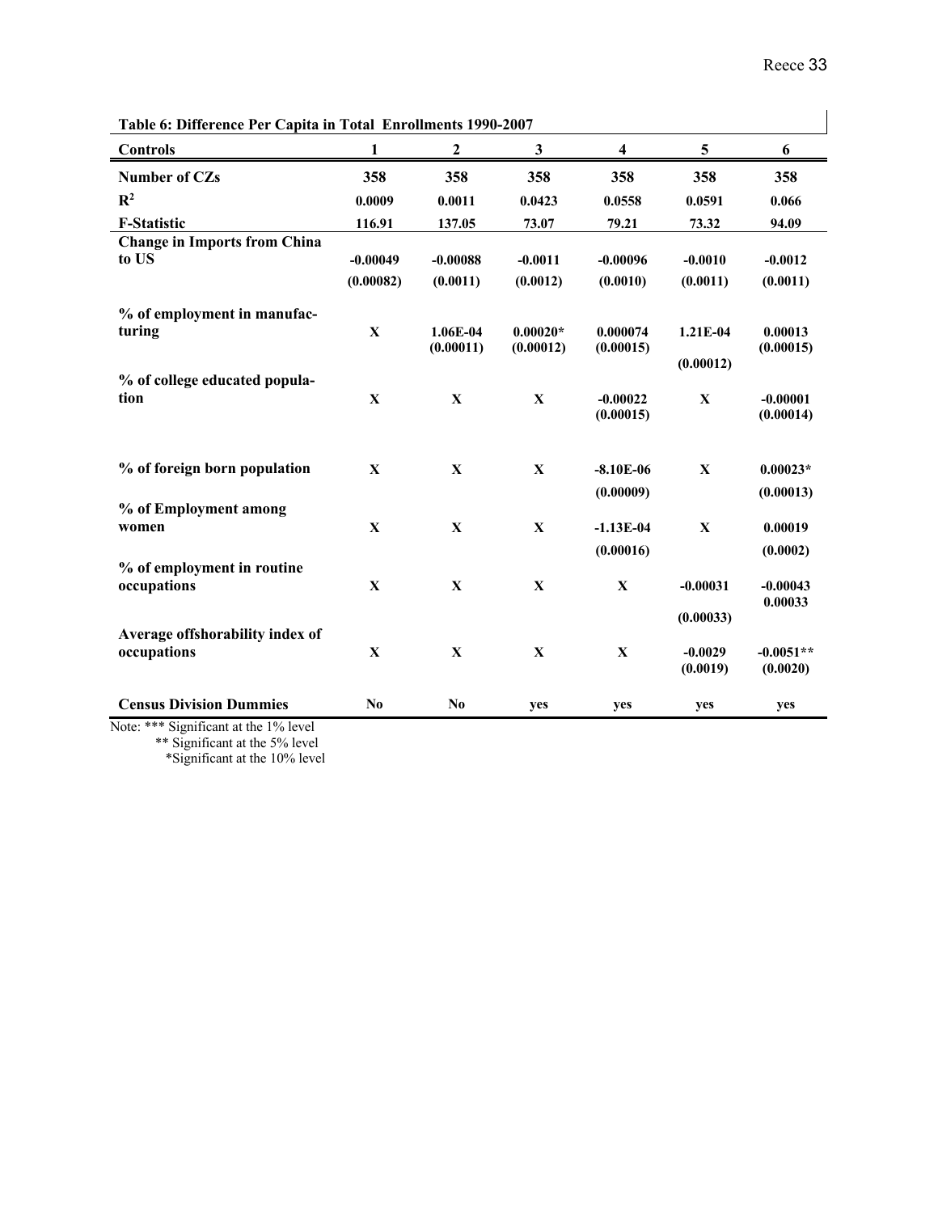**Table 6: Difference Per Capita in Total Enrollments 1990-2007**

| Controls | 1 | 2 | 3 | 4 | 5 | 6 |
|---|---|---|---|---|---|---|
| Number of CZs | 358 | 358 | 358 | 358 | 358 | 358 |
| $R^2$ | 0.0009 | 0.0011 | 0.0423 | 0.0558 | 0.0591 | 0.066 |
| F-Statistic | 116.91 | 137.05 | 73.07 | 79.21 | 73.32 | 94.09 |
| Change in Imports from China to US | -0.00049 | -0.00088 | -0.0011 | -0.00096 | -0.0010 | -0.0012 |
| | (0.00082) | (0.0011) | (0.0012) | (0.0010) | (0.0011) | (0.0011) |
| % of employment in manufacturing | X | 1.06E-04 (0.00011) | 0.00020* (0.00012) | 0.000074 (0.00015) | 1.21E-04 | 0.00013 (0.00015) |
| | | | | | (0.00012) | |
| % of college educated population | X | X | X | -0.00022 (0.00015) | X | -0.00001 (0.00014) |
| % of foreign born population | X | X | X | -8.10E-06 | X | 0.00023* |
| | | | | (0.00009) | | (0.00013) |
| % of Employment among women | X | X | X | -1.13E-04 | X | 0.00019 |
| | | | | (0.00016) | | (0.0002) |
| % of employment in routine occupations | X | X | X | X | -0.00031 | -0.00043 0.00033 |
| | | | | | (0.00033) | |
| Average offshorability index of occupations | X | X | X | X | -0.0029 (0.0019) | -0.0051** (0.0020) |
| Census Division Dummies | No | No | yes | yes | yes | yes |

Note: *** Significant at the 1% level
** Significant at the 5% level
*Significant at the 10% level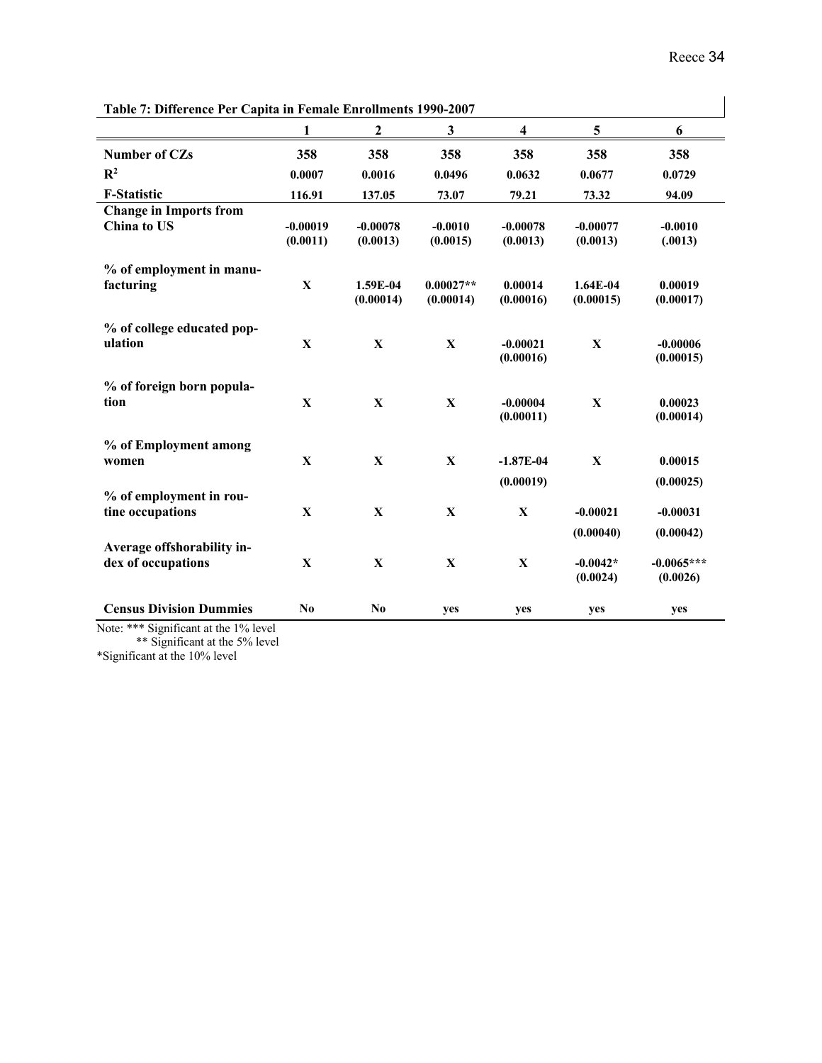**Table 7: Difference Per Capita in Female Enrollments 1990-2007**

| | 1 | 2 | 3 | 4 | 5 | 6 |
|---|---|---|---|---|---|---|
| **Number of CZs** | 358 | 358 | 358 | 358 | 358 | 358 |
| **$R^2$** | 0.0007 | 0.0016 | 0.0496 | 0.0632 | 0.0677 | 0.0729 |
| **F-Statistic** | 116.91 | 137.05 | 73.07 | 79.21 | 73.32 | 94.09 |
| **Change in Imports from China to US** | -0.00019 (0.0011) | -0.00078 (0.0013) | -0.0010 (0.0015) | -0.00078 (0.0013) | -0.00077 (0.0013) | -0.0010 (.0013) |
| **% of employment in manufacturing** | X | 1.59E-04 (0.00014) | 0.00027** (0.00014) | 0.00014 (0.00016) | 1.64E-04 (0.00015) | 0.00019 (0.00017) |
| **% of college educated population** | X | X | X | -0.00021 (0.00016) | X | -0.00006 (0.00015) |
| **% of foreign born population** | X | X | X | -0.00004 (0.00011) | X | 0.00023 (0.00014) |
| **% of Employment among women** | X | X | X | -1.87E-04 (0.00019) | X | 0.00015 (0.00025) |
| **% of employment in routine occupations** | X | X | X | X | -0.00021 (0.00040) | -0.00031 (0.00042) |
| **Average offshorability index of occupations** | X | X | X | X | -0.0042* (0.0024) | -0.0065*** (0.0026) |
| **Census Division Dummies** | No | No | yes | yes | yes | yes |

Note: *** Significant at the 1% level
** Significant at the 5% level
*Significant at the 10% level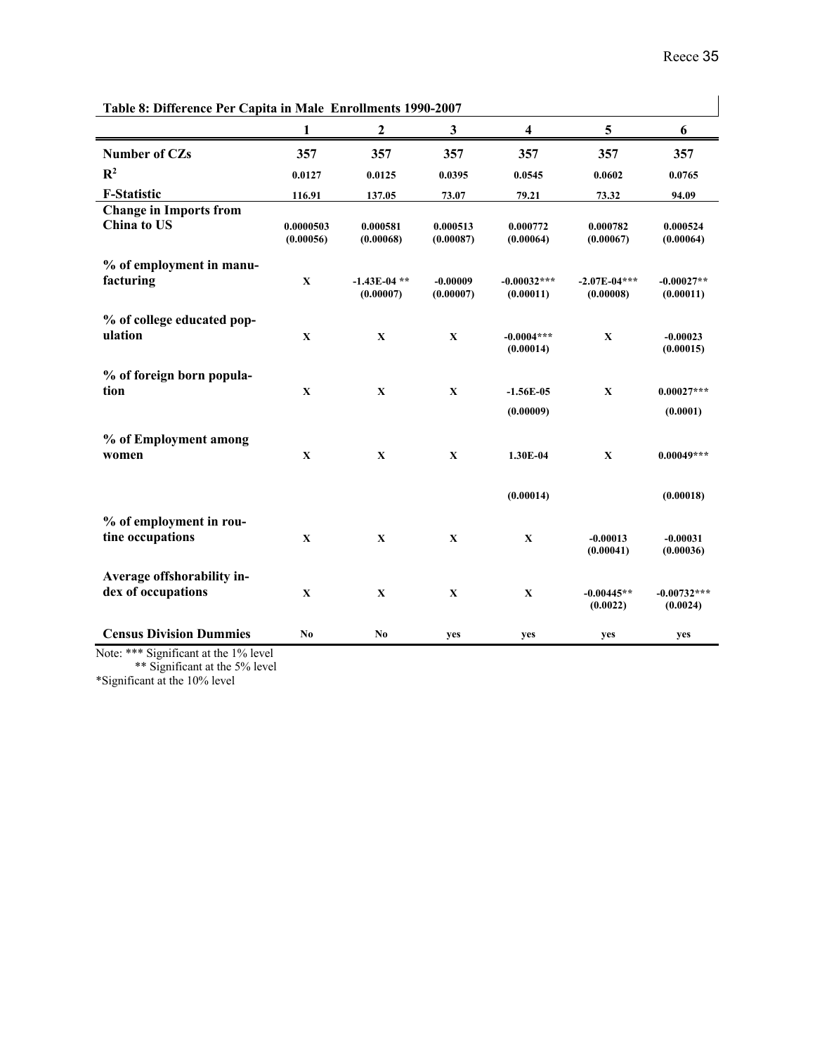**Table 8: Difference Per Capita in Male Enrollments 1990-2007**

| | 1 | 2 | 3 | 4 | 5 | 6 |
|---|---|---|---|---|---|---|
| **Number of CZs** | 357 | 357 | 357 | 357 | 357 | 357 |
| $R^2$ | 0.0127 | 0.0125 | 0.0395 | 0.0545 | 0.0602 | 0.0765 |
| **F-Statistic** | 116.91 | 137.05 | 73.07 | 79.21 | 73.32 | 94.09 |
| **Change in Imports from China to US** | 0.0000503<br>(0.00056) | 0.000581<br>(0.00068) | 0.000513<br>(0.00087) | 0.000772<br>(0.00064) | 0.000782<br>(0.00067) | 0.000524<br>(0.00064) |
| **% of employment in manufacturing** | X | -1.43E-04 **<br>(0.00007) | -0.00009<br>(0.00007) | -0.00032***<br>(0.00011) | -2.07E-04***<br>(0.00008) | -0.00027**<br>(0.00011) |
| **% of college educated population** | X | X | X | -0.0004***<br>(0.00014) | X | -0.00023<br>(0.00015) |
| **% of foreign born population** | X | X | X | -1.56E-05<br>(0.00009) | X | 0.00027***<br>(0.0001) |
| **% of Employment among women** | X | X | X | 1.30E-04<br>(0.00014) | X | 0.00049***<br>(0.00018) |
| **% of employment in routine occupations** | X | X | X | X | -0.00013<br>(0.00041) | -0.00031<br>(0.00036) |
| **Average offshorability index of occupations** | X | X | X | X | -0.00445**<br>(0.0022) | -0.00732***<br>(0.0024) |
| **Census Division Dummies** | No | No | yes | yes | yes | yes |

Note: *** Significant at the 1% level
** Significant at the 5% level
*Significant at the 10% level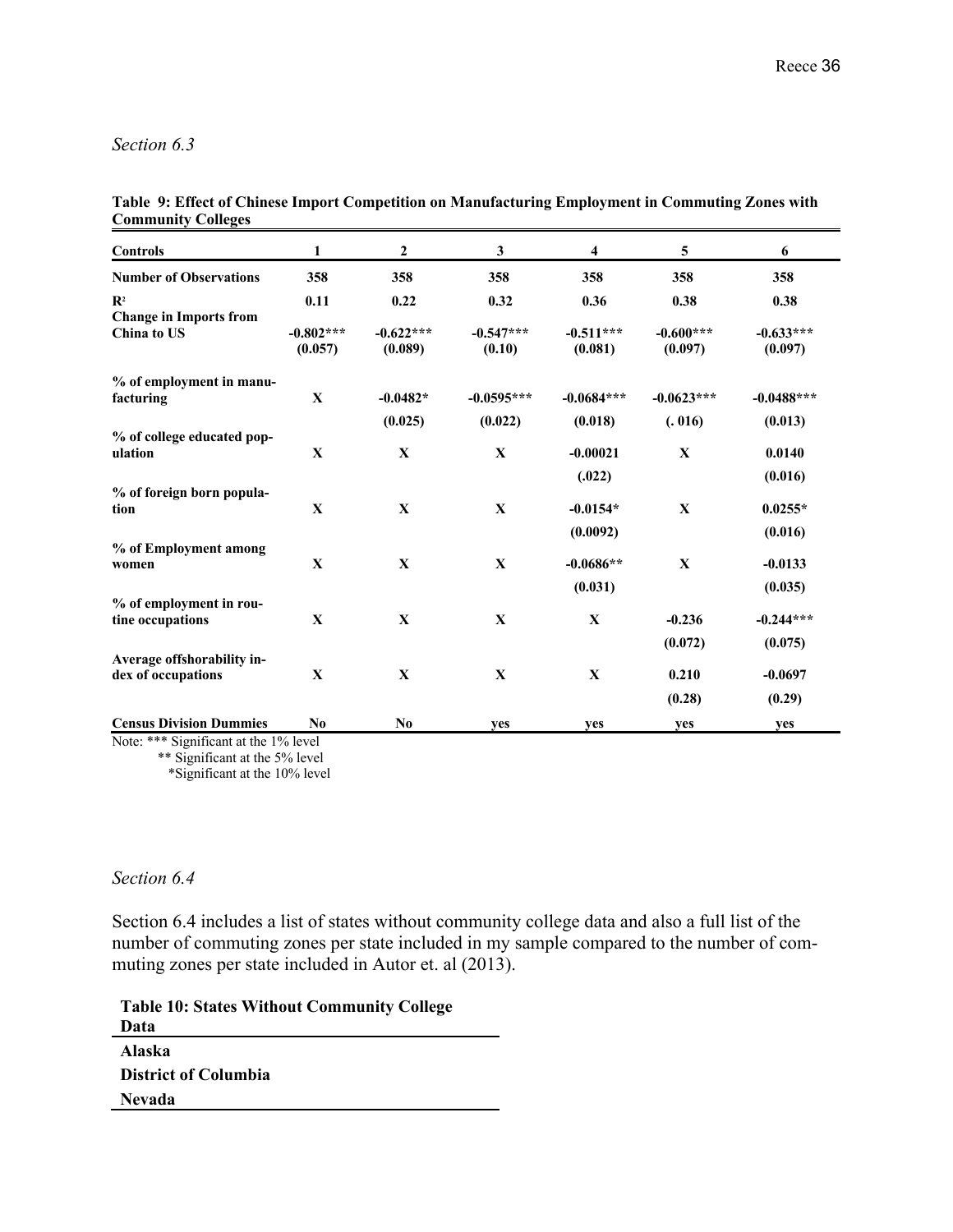*Section 6.3*

**Table 9: Effect of Chinese Import Competition on Manufacturing Employment in Commuting Zones with Community Colleges**

| Controls | 1 | 2 | 3 | 4 | 5 | 6 |
|---|---|---|---|---|---|---|
| **Number of Observations** | **358** | **358** | **358** | **358** | **358** | **358** |
| **$R^2$** | **0.11** | **0.22** | **0.32** | **0.36** | **0.38** | **0.38** |
| **Change in Imports from China to US** | **-0.802\*\*\*** | **-0.622\*\*\*** | **-0.547\*\*\*** | **-0.511\*\*\*** | **-0.600\*\*\*** | **-0.633\*\*\*** |
| | **(0.057)** | **(0.089)** | **(0.10)** | **(0.081)** | **(0.097)** | **(0.097)** |
| **% of employment in manufacturing** | **X** | **-0.0482\*** | **-0.0595\*\*\*** | **-0.0684\*\*\*** | **-0.0623\*\*\*** | **-0.0488\*\*\*** |
| | | **(0.025)** | **(0.022)** | **(0.018)** | **(. 016)** | **(0.013)** |
| **% of college educated population** | **X** | **X** | **X** | **-0.00021** | **X** | **0.0140** |
| | | | | **(.022)** | | **(0.016)** |
| **% of foreign born population** | **X** | **X** | **X** | **-0.0154\*** | **X** | **0.0255\*** |
| | | | | **(0.0092)** | | **(0.016)** |
| **% of Employment among women** | **X** | **X** | **X** | **-0.0686\*\*** | **X** | **-0.0133** |
| | | | | **(0.031)** | | **(0.035)** |
| **% of employment in routine occupations** | **X** | **X** | **X** | **X** | **-0.236** | **-0.244\*\*\*** |
| | | | | | **(0.072)** | **(0.075)** |
| **Average offshorability index of occupations** | **X** | **X** | **X** | **X** | **0.210** | **-0.0697** |
| | | | | | **(0.28)** | **(0.29)** |
| **Census Division Dummies** | **No** | **No** | **yes** | **yes** | **yes** | **yes** |

Note: *** Significant at the 1% level
** Significant at the 5% level
*Significant at the 10% level

*Section 6.4*

Section 6.4 includes a list of states without community college data and also a full list of the number of commuting zones per state included in my sample compared to the number of commuting zones per state included in Autor et. al (2013).

| **Table 10: States Without Community College Data** |
|---|
| **Alaska** |
| **District of Columbia** |
| **Nevada** |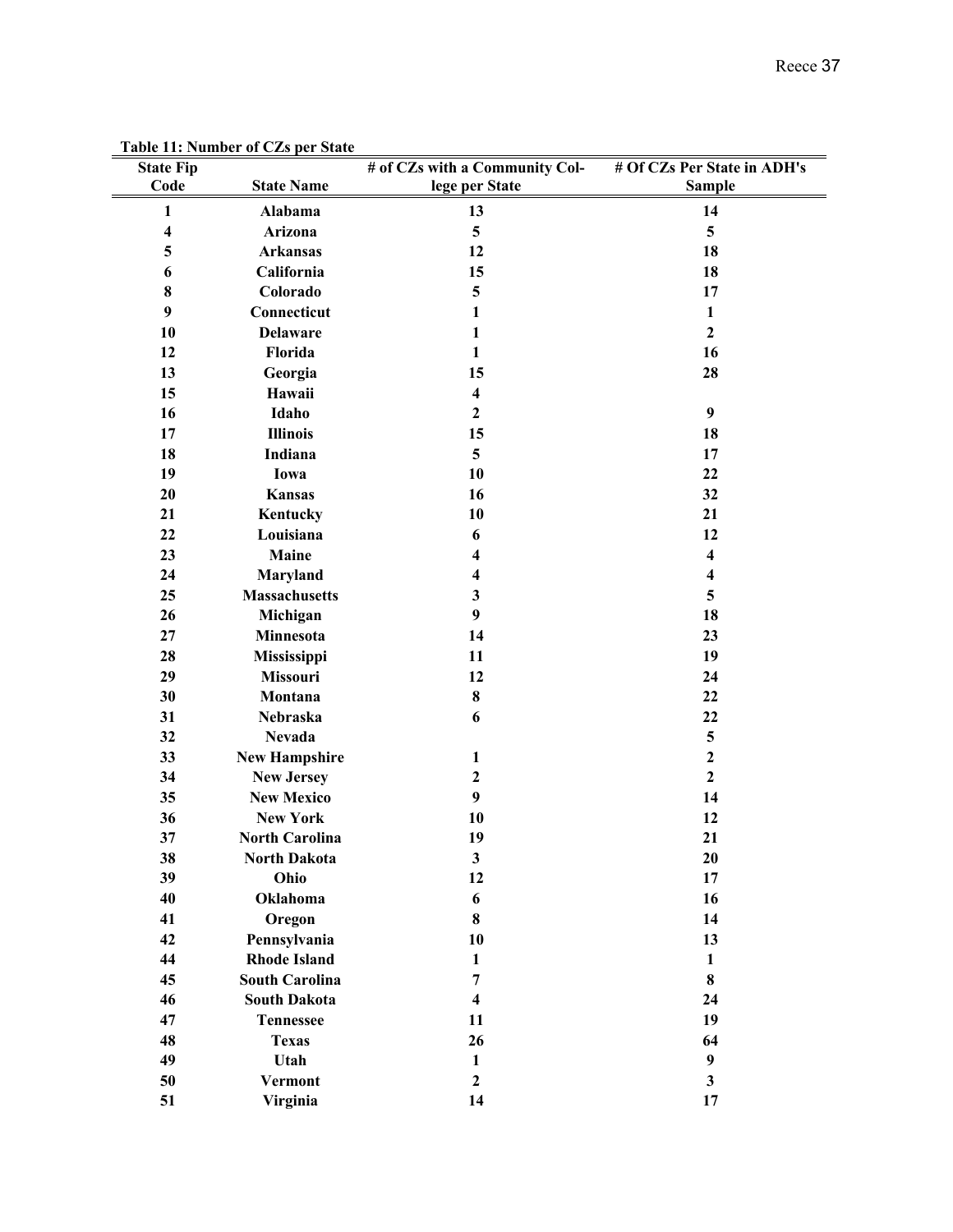**Table 11: Number of CZs per State**

| State Fip Code | State Name | # of CZs with a Community College per State | # Of CZs Per State in ADH's Sample |
|---|---|---|---|
| 1 | Alabama | 13 | 14 |
| 4 | Arizona | 5 | 5 |
| 5 | Arkansas | 12 | 18 |
| 6 | California | 15 | 18 |
| 8 | Colorado | 5 | 17 |
| 9 | Connecticut | 1 | 1 |
| 10 | Delaware | 1 | 2 |
| 12 | Florida | 1 | 16 |
| 13 | Georgia | 15 | 28 |
| 15 | Hawaii | 4 | |
| 16 | Idaho | 2 | 9 |
| 17 | Illinois | 15 | 18 |
| 18 | Indiana | 5 | 17 |
| 19 | Iowa | 10 | 22 |
| 20 | Kansas | 16 | 32 |
| 21 | Kentucky | 10 | 21 |
| 22 | Louisiana | 6 | 12 |
| 23 | Maine | 4 | 4 |
| 24 | Maryland | 4 | 4 |
| 25 | Massachusetts | 3 | 5 |
| 26 | Michigan | 9 | 18 |
| 27 | Minnesota | 14 | 23 |
| 28 | Mississippi | 11 | 19 |
| 29 | Missouri | 12 | 24 |
| 30 | Montana | 8 | 22 |
| 31 | Nebraska | 6 | 22 |
| 32 | Nevada | | 5 |
| 33 | New Hampshire | 1 | 2 |
| 34 | New Jersey | 2 | 2 |
| 35 | New Mexico | 9 | 14 |
| 36 | New York | 10 | 12 |
| 37 | North Carolina | 19 | 21 |
| 38 | North Dakota | 3 | 20 |
| 39 | Ohio | 12 | 17 |
| 40 | Oklahoma | 6 | 16 |
| 41 | Oregon | 8 | 14 |
| 42 | Pennsylvania | 10 | 13 |
| 44 | Rhode Island | 1 | 1 |
| 45 | South Carolina | 7 | 8 |
| 46 | South Dakota | 4 | 24 |
| 47 | Tennessee | 11 | 19 |
| 48 | Texas | 26 | 64 |
| 49 | Utah | 1 | 9 |
| 50 | Vermont | 2 | 3 |
| 51 | Virginia | 14 | 17 |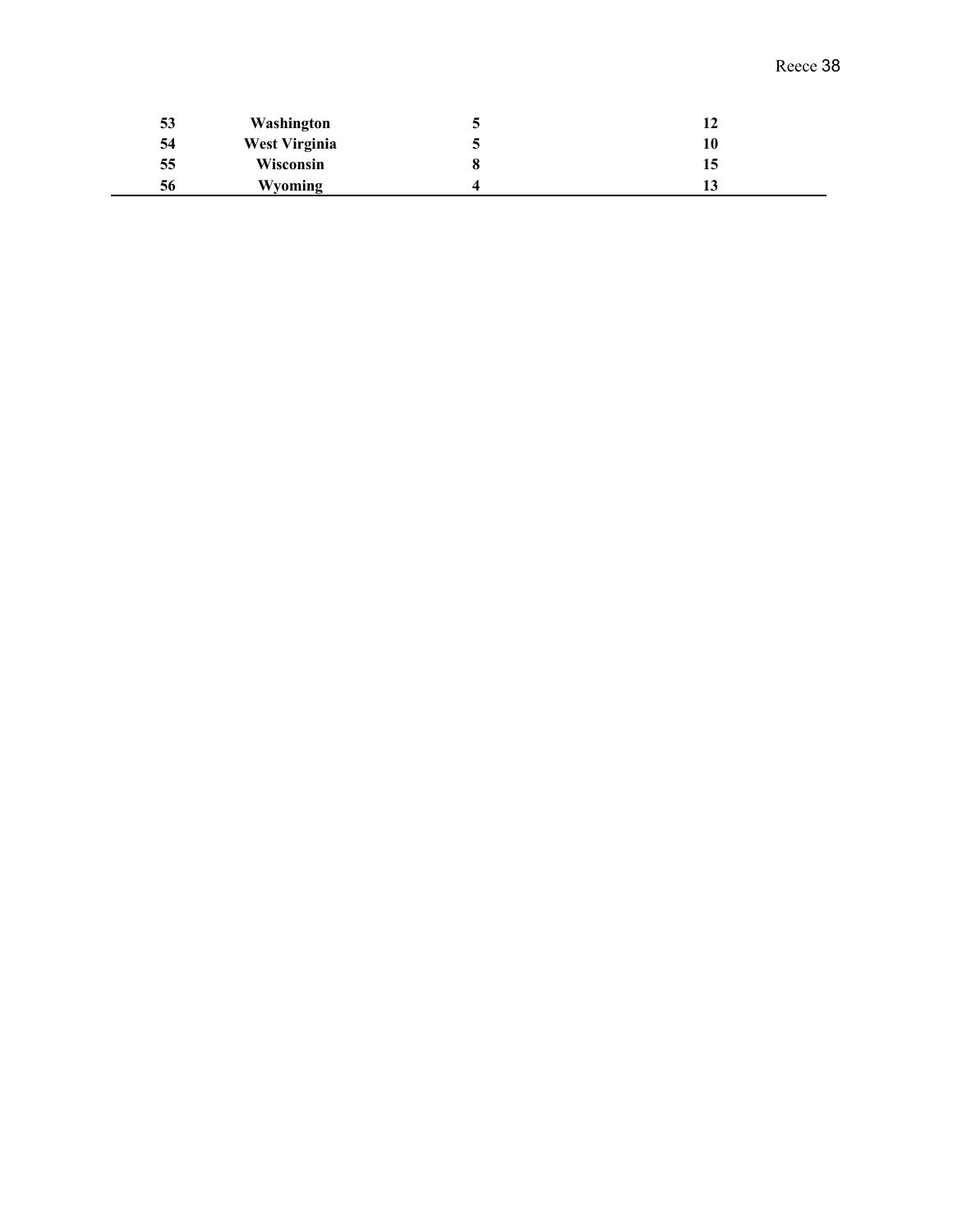| | | | |
|---|---|---|---|
| **53** | **Washington** | **5** | **12** |
| **54** | **West Virginia** | **5** | **10** |
| **55** | **Wisconsin** | **8** | **15** |
| **56** | **Wyoming** | **4** | **13** |